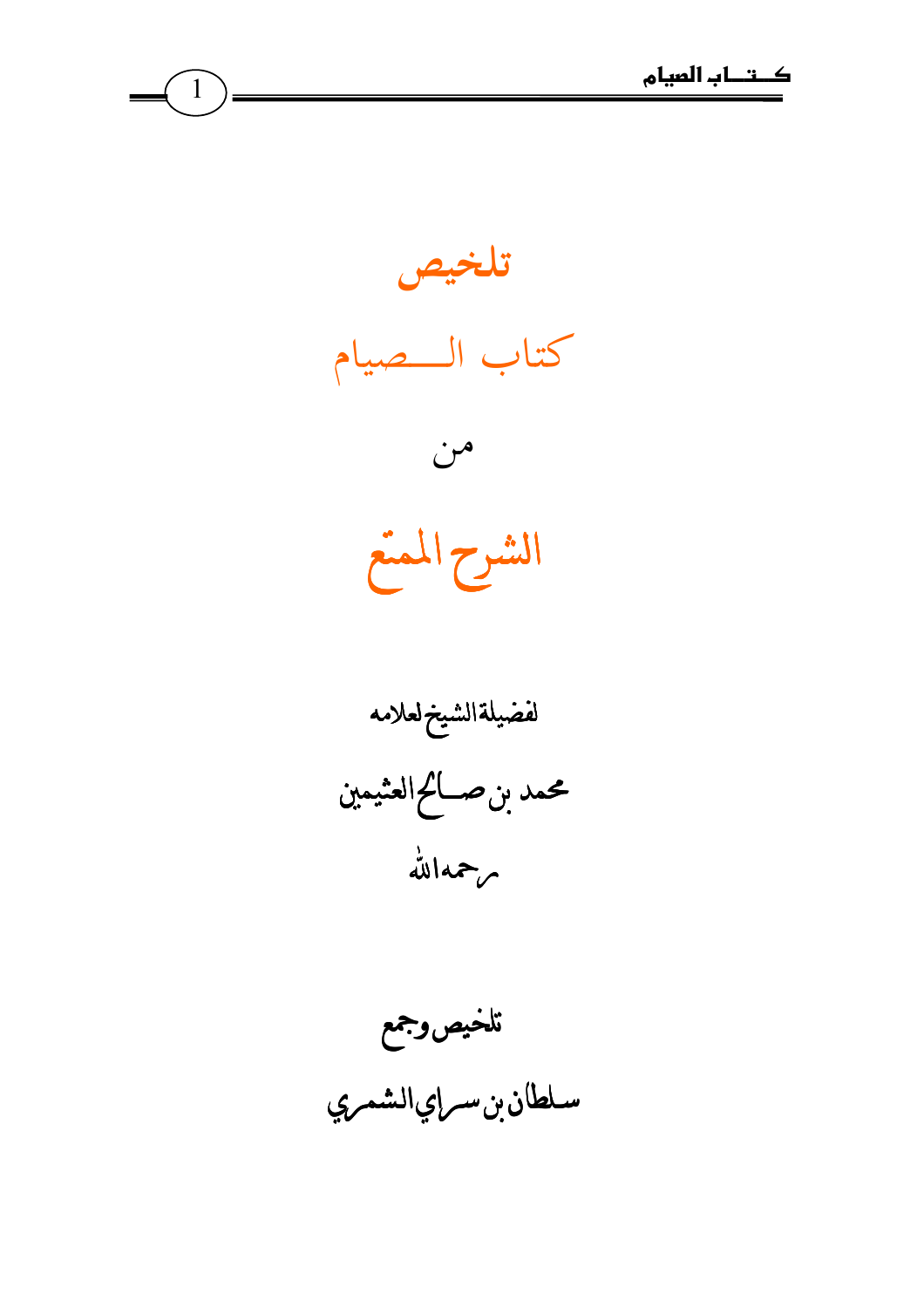# تلخيص

# كتاب الـــصيام

من

# الشرح الممتع

لفضيلة الشيخ لعلامه

محمد بن صـــالح العثيمين

رحمه الله

تلخيص وجمع

سلطان بن سراي الشمري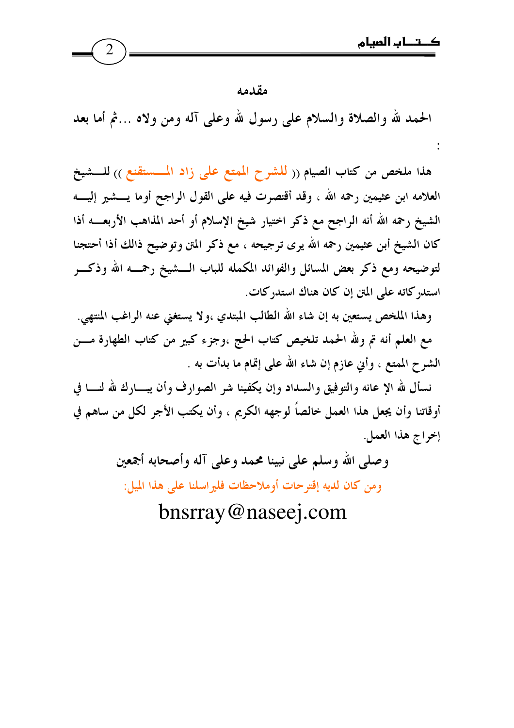## مقدمه

الحمد لله والصلاة والسلام على رسول لله وعلى آله ومن ولاه ...ثم أما بعد

:

هذا ملخص من كتاب الصيام (( للشرح الممتع على زاد المستقنع )) للشيخ العلامه ابن عثيمين رحمه الله ، وقد أقتصرت فيه على القول الراجح أوما يشير إليه الشيخ رحمه الله أنه الراجح مع ذكر اختيار شيخ الإسلام أو أحد المذاهب الأربعه أذا كان الشيخ أبن عثيمين رحمه الله يرى ترجيحه ، مع ذكر المتن وتوضيح ذالك أذا أحتجنا لتوضيحه ومع ذكر بعض المسائل والفوائد المكمله للباب الشيخ رحمه الله وذكر استدركاته على المتن إن كان هناك استدركات.

وهذا الملخص يستعين به إن شاء الله الطالب المبتدي ،ولا يستغني عنه الراغب المنتهي.

مع العلم أنه تم ولله الحمد تلخيص كتاب الحج ،وجزء كبير من كتاب الطهارة من الشرح الممتع ، وأني عازم إن شاء الله على إتمام ما بدأت به .

نسأل لله الإ عانه والتوفيق والسداد وإن يكفينا شر الصوارف وأن يبارك الله لنا في أوقاتنا وأن يجعل هذا العمل خالصاً لوجهه الكريم ، وأن يكتب الأجر لكل من ساهم في إخراج هذا العمل.

وصلى الله وسلم على نبينا محمد وعلى آله وأصحابه أجمعين

ومن كان لديه إقترحات أوملاحظات فليراسلنا على هذا الميل:

bnsrray@naseej.com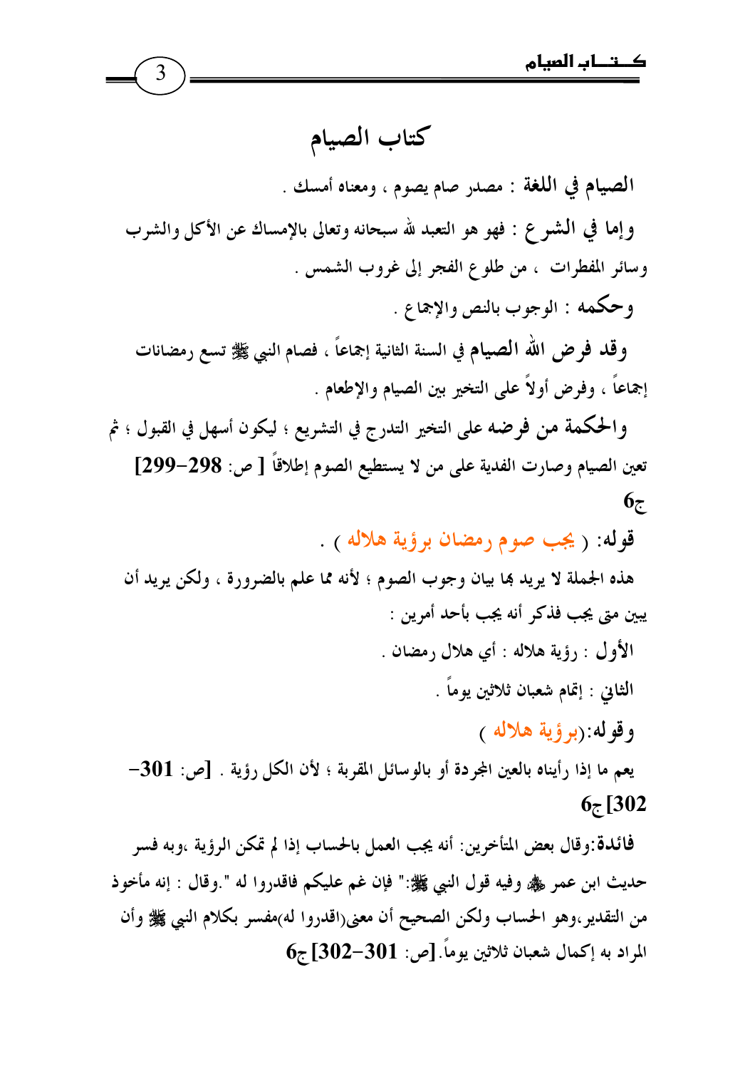# كتاب الصيام

**الصيام في اللغة** : مصدر صام يصوم ، ومعناه أمسك .

**وإما في الشرع** : فهو هو التعبد لله سبحانه وتعالى بالإمساك عن الأكل والشرب وسائر المفطرات ، من طلوع الفجر إلى غروب الشمس .

**وحكمه** : الوجوب بالنص والإجماع .

**وقد فرض الله الصيام** في السنة الثانية إجماعاً ، فصام النبي ﷺ تسع رمضانات إجماعاً ، وفرض أولاً على التخير بين الصيام والإطعام .

**والحكمة** من فرضه على التخير التدرج في التشريع ؛ ليكون أسهل في القبول ؛ ثم تعين الصيام وصارت الفدية على من لا يستطيع الصوم إطلاقاً [ ص: **298-299**] ج**6**

**قوله:** ( **يجب صوم رمضان برؤية هلاله** ) .

هذه الجملة لا يريد بها بيان وجوب الصوم ؛ لأنه مما علم بالضرورة ، ولكن يريد أن يبين متى يجب فذكر أنه يجب بأحد أمرين :

الأول : رؤية هلاله : أي هلال رمضان .

الثاني : إتمام شعبان ثلاثين يوماً .

**وقوله:**(**برؤية هلاله** )

يعم ما إذا رأيناه بالعين المجردة أو بالوسائل المقربة ؛ لأن الكل رؤية . [ص: **301-302**] ج**6**

**فائدة**:وقال بعض المتأخرين: أنه يجب العمل بالحساب إذا لم تمكن الرؤية ،وبه فسر حديث ابن عمر ﷺ وفيه قول النبي ﷺ:" فإن غم عليكم فاقدروا له ".وقال : إنه مأخوذ من التقدير،وهو الحساب ولكن الصحيح أن معنى(اقدروا له)مفسر بكلام النبي ﷺ وأن المراد به إكمال شعبان ثلاثين يوماً.[ص: **301-302**] ج**6**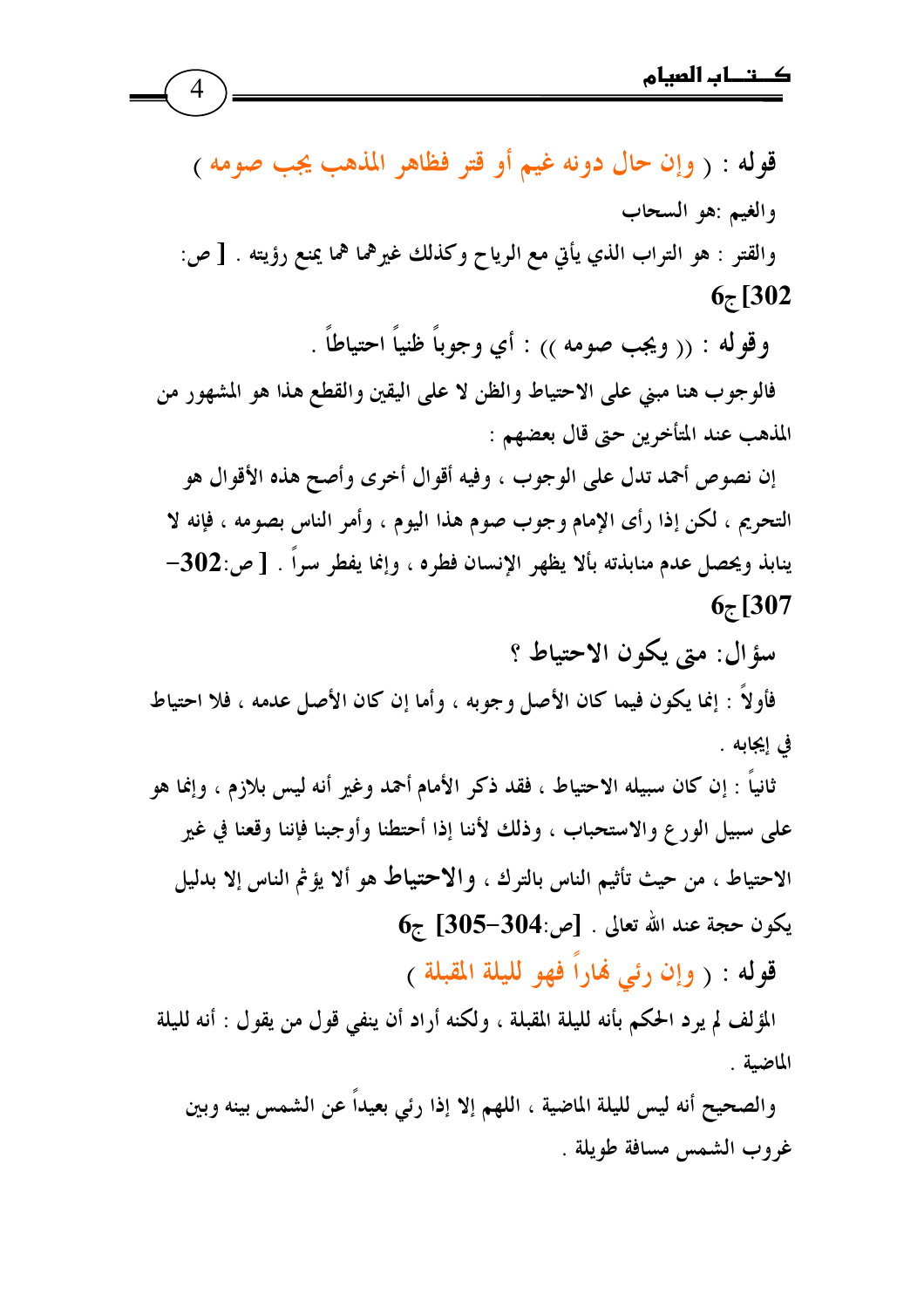قوله : ( وإن حال دونه غيم أو قتر فظاهر المذهب يجب صومه )

والغيم :هو السحاب

والقتر : هو التراب الذي يأتي مع الرياح وكذلك غيرهما مما يمنع رؤيته . [ ص: 302]ج6

وقوله : (( ويجب صومه )) : أي وجوباً ظنياً احتياطاً .

فالوجوب هنا مبني على الاحتياط والظن لا على اليقين والقطع هذا هو المشهور من المذهب عند المتأخرين حتى قال بعضهم :

إن نصوص أحمد تدل على الوجوب ، وفيه أقوال أخرى وأصح هذه الأقوال هو التحريم ، لكن إذا رأى الإمام وجوب صوم هذا اليوم ، وأمر الناس بصومه ، فإنه لا ينابذ ويحصل عدم منابذته بألا يظهر الإنسان فطره ، وإنما يفطر سراً . [ ص:302-307]ج6

سؤال: متى يكون الاحتياط ؟

فأولاً : إنما يكون فيما كان الأصل وجوبه ، وأما إن كان الأصل عدمه ، فلا احتياط في إيجابه .

ثانياً : إن كان سبيله الاحتياط ، فقد ذكر الأمام أحمد وغير أنه ليس بلازم ، وإنما هو على سبيل الورع والاستحباب ، وذلك لأننا إذا أحتطنا وأوجبنا فإننا وقعنا في غير الاحتياط ، من حيث تأثيم الناس بالترك ، **والاحتياط** هو ألا يؤثم الناس إلا بدليل يكون حجة عند الله تعالى . [ص:304-305] ج6

قوله : ( وإن رئي نهاراً فهو لليلة المقبلة )

المؤلف لم يرد الحكم بأنه لليلة المقبلة ، ولكنه أراد أن ينفي قول من يقول : أنه لليلة الماضية .

والصحيح أنه ليس لليلة الماضية ، اللهم إلا إذا رئي بعيداً عن الشمس بينه وبين غروب الشمس مسافة طويلة .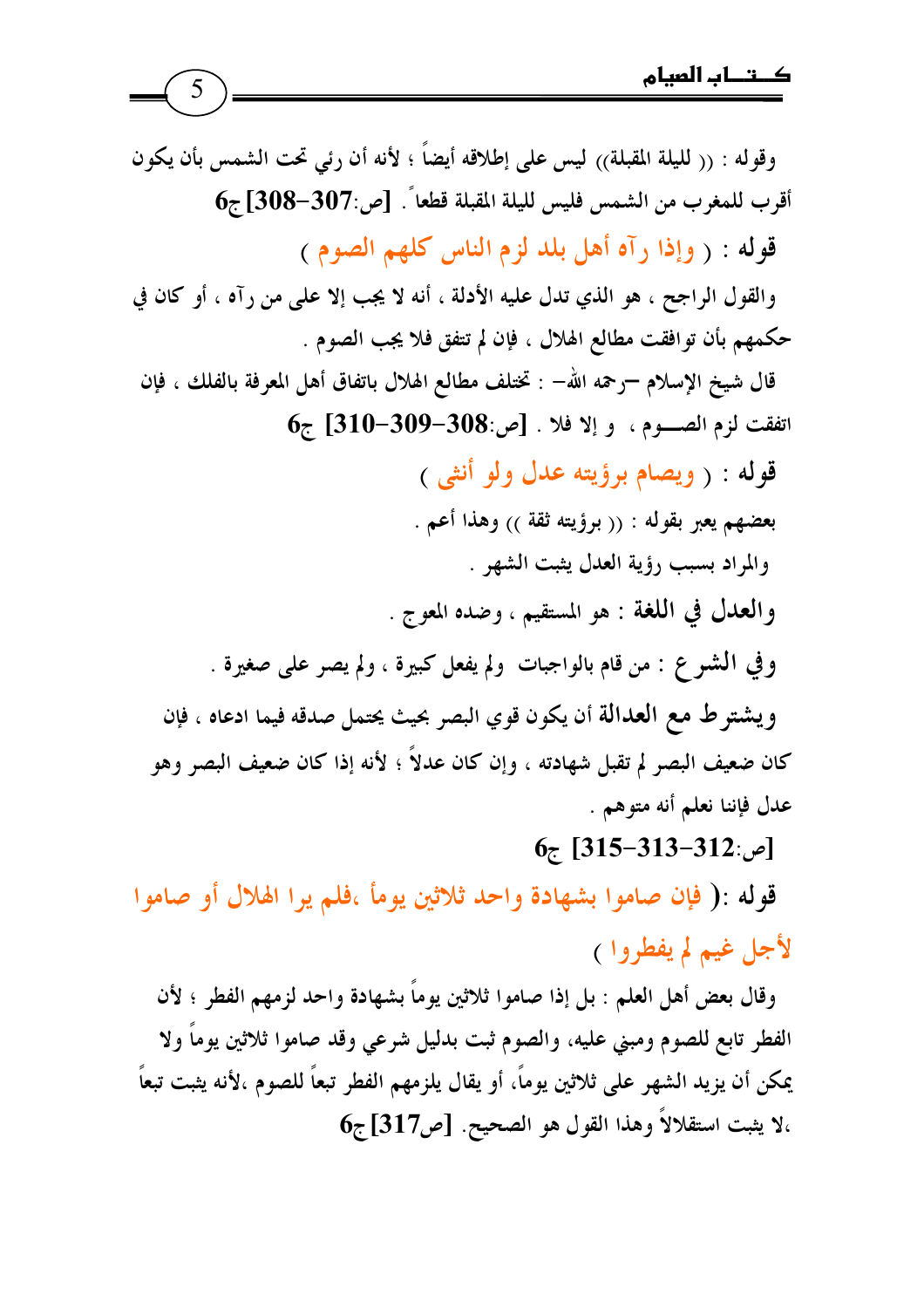وقوله : (( لليلة المقبلة)) ليس على إطلاقه أيضاً ؛ لأنه أن رئي تحت الشمس بأن يكون أقرب للمغرب من الشمس فليس لليلة المقبلة قطعاً . **[ص:307-308]ج6**

**قوله** : ( وإذا رآه أهل بلد لزم الناس كلهم الصوم )

والقول الراجح ، هو الذي تدل عليه الأدلة ، أنه لا يجب إلا على من رآه ، أو كان في حكمهم بأن توافقت مطالع الهلال ، فإن لم تتفق فلا يجب الصوم .

قال شيخ الإسلام –رحمه الله– : تختلف مطالع الهلال باتفاق أهل المعرفة بالفلك ، فإن اتفقت لزم الصـــوم ، و إلا فلا . **[ص:308-309-310] ج6**

**قوله** : ( ويصام برؤيته عدل ولو أنثى )

بعضهم يعبر بقوله : (( برؤيته ثقة )) وهذا أعم .

والمراد بسبب رؤية العدل يثبت الشهر .

**والعدل في اللغة** : هو المستقيم ، وضده المعوج .

**وفي الشرع** : من قام بالواجبات ولم يفعل كبيرة ، ولم يصر على صغيرة .

**ويشترط مع العدالة** أن يكون قوي البصر بحيث يحتمل صدقه فيما ادعاه ، فإن كان ضعيف البصر لم تقبل شهادته ، وإن كان عدلاً ؛ لأنه إذا كان ضعيف البصر وهو عدل فإننا نعلم أنه متوهم .

**[ص:312-313-315] ج6**

**قوله** :( فإن صاموا بشهادة واحد ثلاثين يوماً ،فلم يرا الهلال أو صاموا لأجل غيم لم يفطروا )

وقال بعض أهل العلم : بل إذا صاموا ثلاثين يوماً بشهادة واحد لزمهم الفطر ؛ لأن الفطر تابع للصوم ومبني عليه، والصوم ثبت بدليل شرعي وقد صاموا ثلاثين يوماً ولا يمكن أن يزيد الشهر على ثلاثين يوماً، أو يقال يلزمهم الفطر تبعاً للصوم ،لأنه يثبت تبعاً ،لا يثبت استقلالاً وهذا القول هو الصحيح. **[ص317] ج6**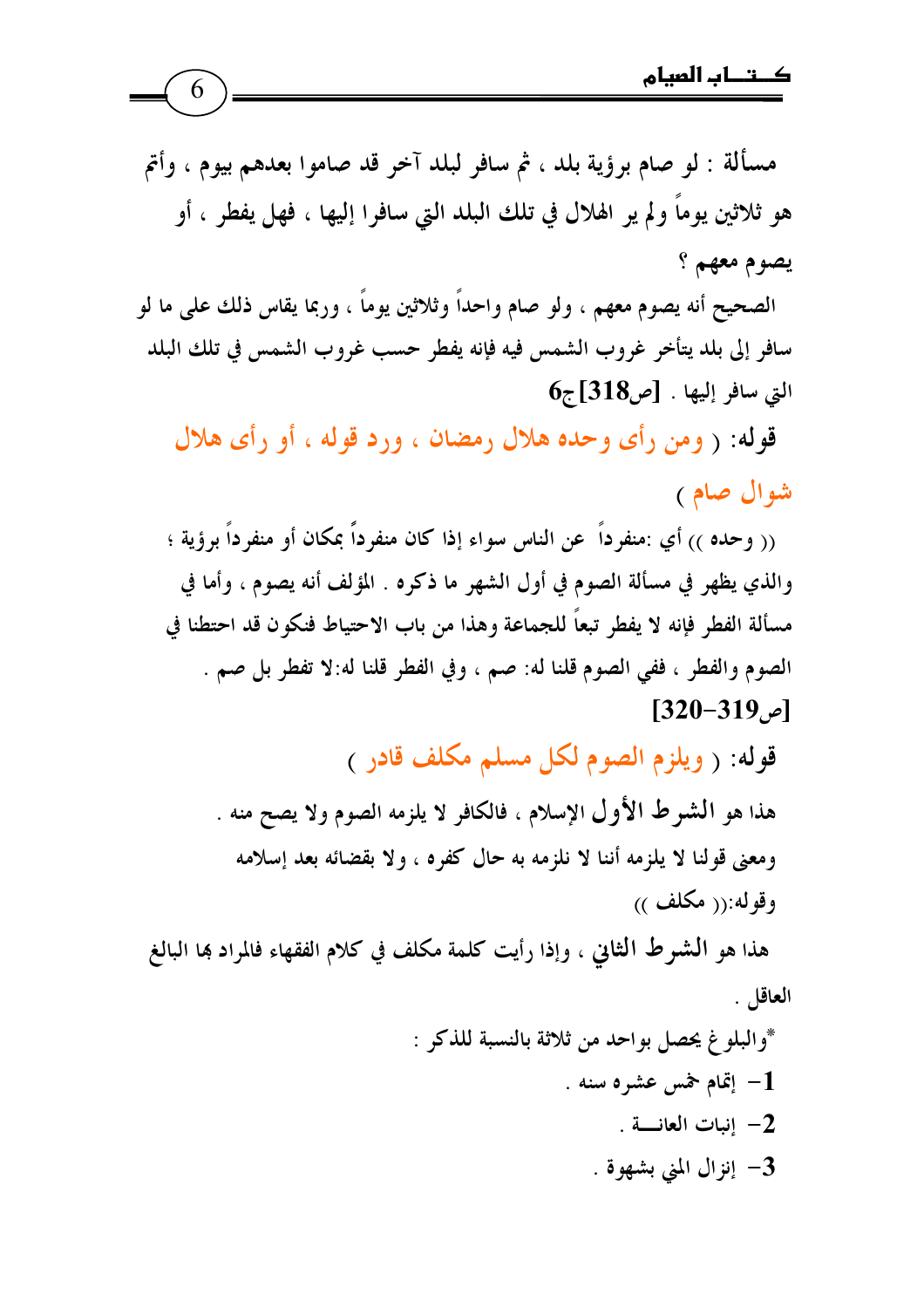**مسألة** : لو صام برؤية بلد ، ثم سافر لبلد آخر قد صاموا بعدهم بيوم ، وأتم هو ثلاثين يوماً ولم ير الهلال في تلك البلد التي سافروا إليها ، فهل يفطر ، أو يصوم معهم ؟

الصحيح أنه يصوم معهم ، ولو صام واحداً وثلاثين يوماً ، وربما يقاس ذلك على ما لو سافر إلى بلد يتأخر غروب الشمس فيه فإنه يفطر حسب غروب الشمس في تلك البلد التي سافر إليها . **[ص318] ج6**

**قوله:** ( ومن رأى وحده هلال رمضان ، ورد قوله ، أو رأى هلال شوال صام )

(( وحده )) أي :منفرداً عن الناس سواء إذا كان منفرداً بمكان أو منفرداً برؤية ؛ والذي يظهر في مسألة الصوم في أول الشهر ما ذكره . المؤلف أنه يصوم ، وأما في مسألة الفطر فإنه لا يفطر تبعاً للجماعة وهذا من باب الاحتياط فنكون قد احتطنا في الصوم والفطر ، ففي الصوم قلنا له: صم ، وفي الفطر قلنا له:لا تفطر بل صم .
**[ص319-320]**

**قوله:** ( ويلزم الصوم لكل مسلم مكلف قادر )

هذا هو **الشرط الأول** الإسلام ، فالكافر لا يلزمه الصوم ولا يصح منه .
ومعنى قولنا لا يلزمه أننا لا نلزمه به حال كفره ، ولا بقضائه بعد إسلامه
وقوله:(( مكلف ))

هذا هو **الشرط الثاني** ، وإذا رأيت كلمة مكلف في كلام الفقهاء فالمراد بها البالغ العاقل .

*والبلوغ يحصل بواحد من ثلاثة بالنسبة للذكر :

1- إتمام خمس عشره سنه .
2- إنبات العانــة .
3- إنزال المني بشهوة .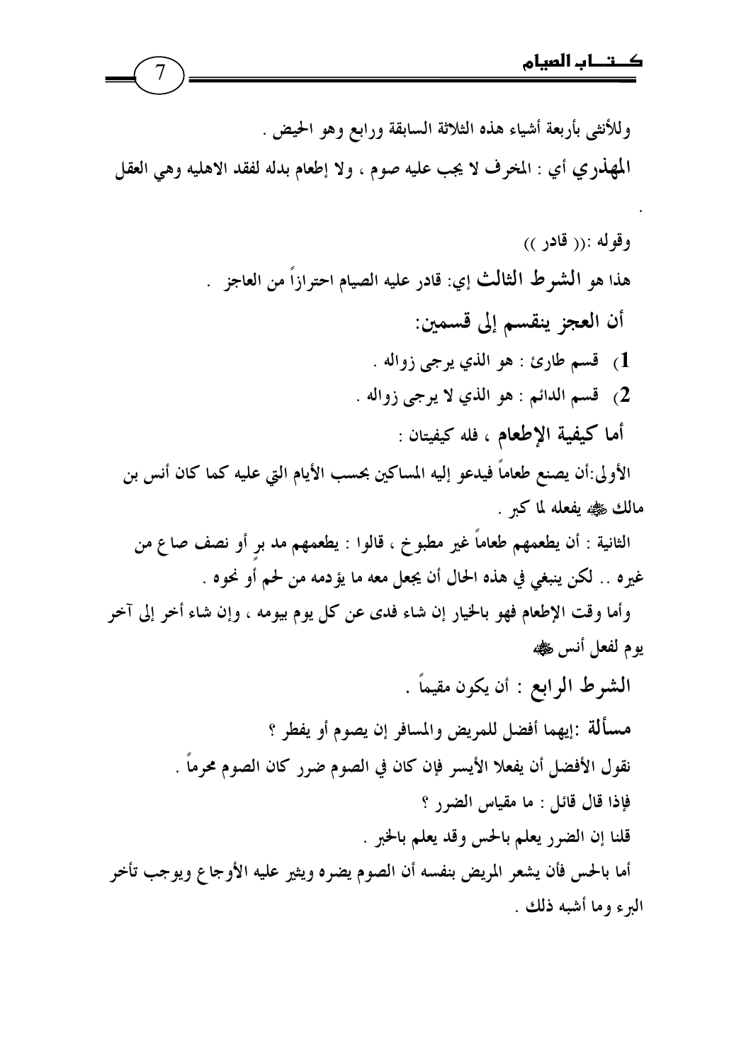وللأنثى بأربعة أشياء هذه الثلاثة السابقة ورابع وهو الحيض .

**المهذري** أي : المخرف لا يجب عليه صوم ، ولا إطعام بدله لفقد الاهليه وهي العقل

.

وقوله :(( قادر ))

هذا هو **الشرط الثالث** إي: قادر عليه الصيام احترازاً من العاجز .

**أن العجز ينقسم إلى قسمين:**

1) قسم طارئ : هو الذي يرجى زواله .
2) قسم الدائم : هو الذي لا يرجى زواله .

**أما كيفية الإطعام** ، فله كيفيتان :

الأولى:أن يصنع طعاماً فيدعو إليه المساكين بحسب الأيام التي عليه كما كان أنس بن مالك ﷺ يفعله لما كبر .

الثانية : أن يطعمهم طعاماً غير مطبوخ ، قالوا : يطعمهم مد برٍ أو نصف صاع من غيره .. لكن ينبغي في هذه الحال أن يجعل معه ما يؤدمه من لحم أو نحوه .

وأما وقت الإطعام فهو بالخيار إن شاء فدى عن كل يوم بيومه ، وإن شاء أخر إلى آخر يوم لفعل أنس ﷺ

**الشرط الرابع : أن يكون مقيماً .**

**مسألة** :إيهما أفضل للمريض والمسافر إن يصوم أو يفطر ؟

نقول الأفضل أن يفعلا الأيسر فإن كان في الصوم ضرر كان الصوم محرماً .

فإذا قال قائل : ما مقياس الضرر ؟

قلنا إن الضرر يعلم بالحس وقد يعلم بالخبر .

أما بالحس فأن يشعر المريض بنفسه أن الصوم يضره ويثير عليه الأوجاع ويوجب تأخر البرء وما أشبه ذلك .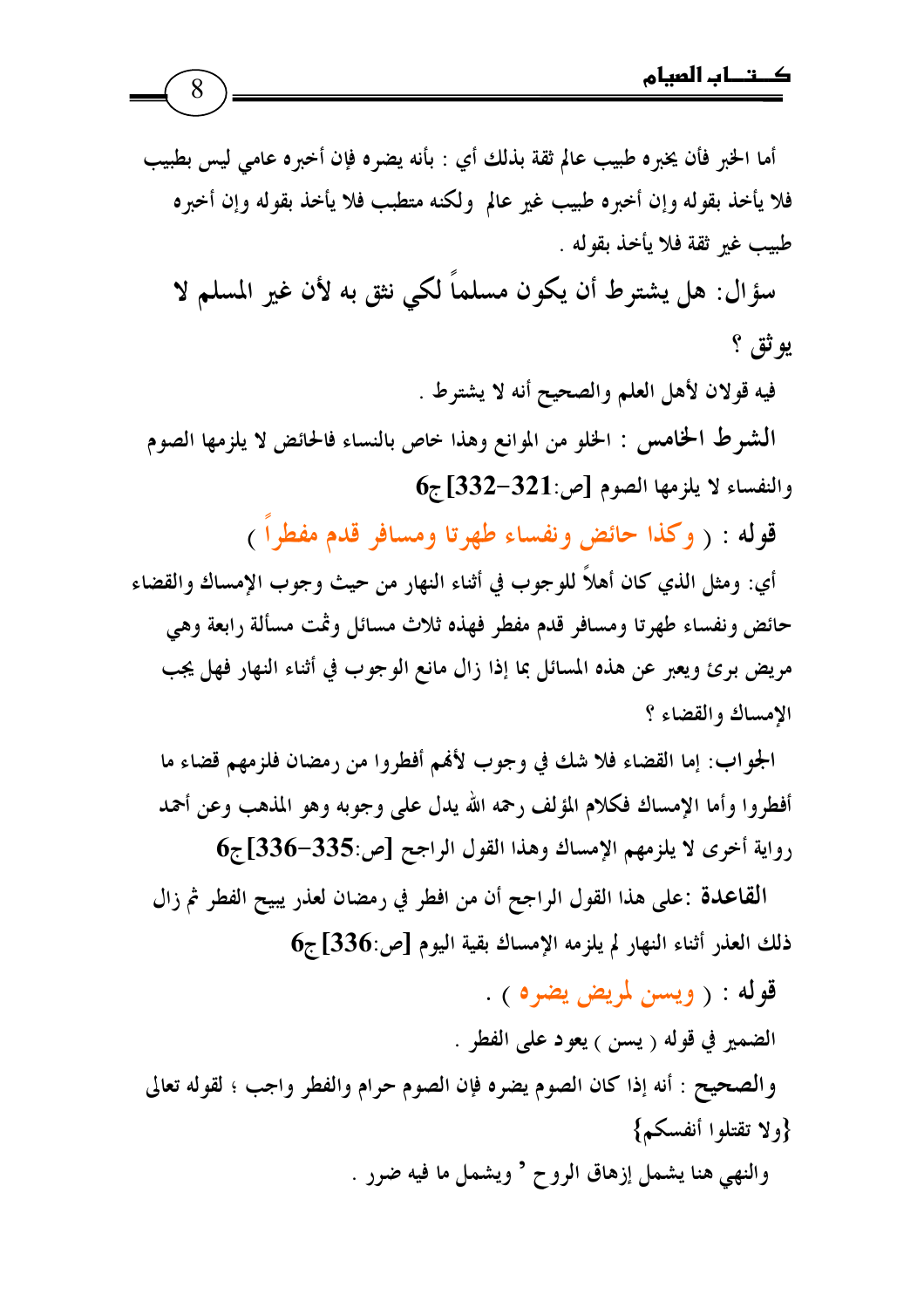أما الخبر فأن يخبره طبيب عالم ثقة بذلك أي : بأنه يضره فإن أخبره عامي ليس بطبيب فلا يأخذ بقوله وإن أخبره طبيب غير عالم ولكنه متطبب فلا يأخذ بقوله وإن أخبره طبيب غير ثقة فلا يأخذ بقوله .

**سؤال: هل يشترط أن يكون مسلماً لكي نثق به لأن غير المسلم لا يوثق ؟**

فيه قولان لأهل العلم والصحيح أنه لا يشترط .

**الشرط الخامس** : الخلو من الموانع وهذا خاص بالنساء فالحائض لا يلزمها الصوم والنفساء لا يلزمها الصوم [ص:321-332] ج6

**قوله** : ( وكذا حائض ونفساء طهرتا ومسافر قدم مفطراً )

أي: ومثل الذي كان أهلاً للوجوب في أثناء النهار من حيث وجوب الإمساك والقضاء حائض ونفساء طهرتا ومسافر قدم مفطر فهذه ثلاث مسائل وثمت مسألة رابعة وهي مريض برئ ويعبر عن هذه المسائل بما إذا زال مانع الوجوب في أثناء النهار فهل يجب الإمساك والقضاء ؟

الجواب: إما القضاء فلا شك في وجوب لأنهم أفطروا من رمضان فلزمهم قضاء ما أفطروا وأما الإمساك فكلام المؤلف رحمه الله يدل على وجوبه وهو المذهب وعن أحمد رواية أخرى لا يلزمهم الإمساك وهذا القول الراجح [ص:335-336] ج6

**القاعدة** :على هذا القول الراجح أن من افطر في رمضان لعذر يبيح الفطر ثم زال ذلك العذر أثناء النهار لم يلزمه الإمساك بقية اليوم [ص:336] ج6

**قوله** : ( ويسن لمريض يضره ) .

الضمير في قوله ( يسن ) يعود على الفطر .

**والصحيح** : أنه إذا كان الصوم يضره فإن الصوم حرام والفطر واجب ؛ لقوله تعالى {ولا تقتلوا أنفسكم}

والنهي هنا يشمل إزهاق الروح ' ويشمل ما فيه ضرر .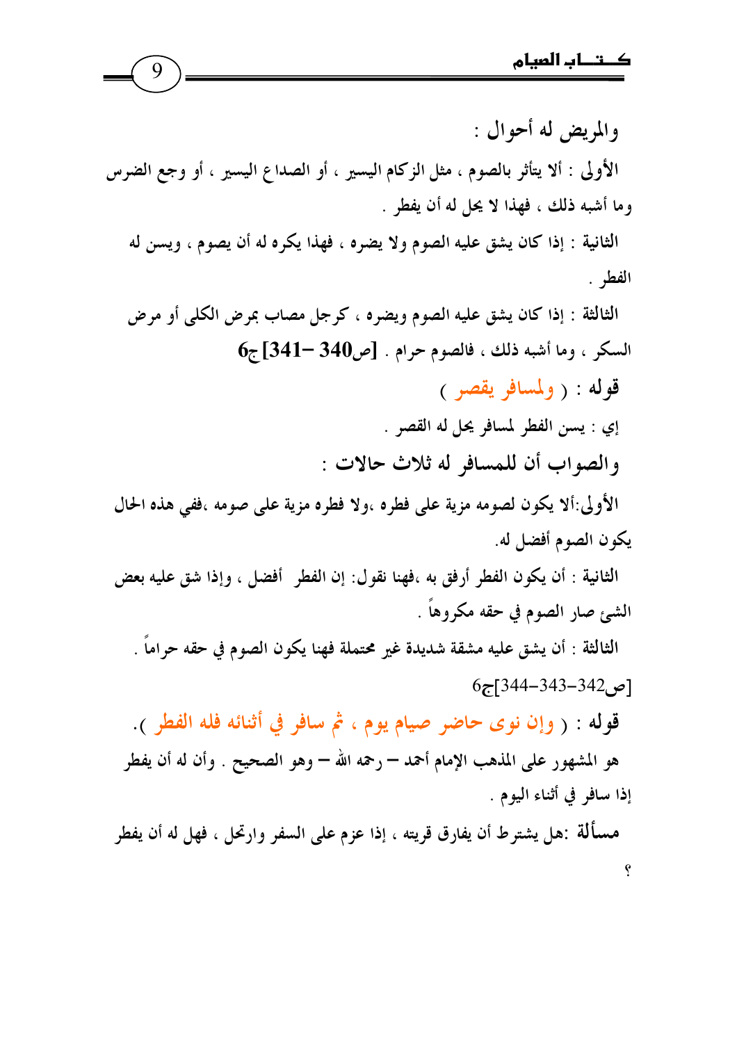والمريض له أحوال :

الأولى : ألا يتأثر بالصوم ، مثل الزكام اليسير ، أو الصداع اليسير ، أو وجع الضرس وما أشبه ذلك ، فهذا لا يحل له أن يفطر .

الثانية : إذا كان يشق عليه الصوم ولا يضره ، فهذا يكره له أن يصوم ، ويسن له الفطر .

الثالثة : إذا كان يشق عليه الصوم ويضره ، كرجل مصاب بمرض الكلى أو مرض السكر ، وما أشبه ذلك ، فالصوم حرام . **[ص340 –341] ج6**

**قوله : ( ولمسافر يقصر )**

إي : يسن الفطر لمسافر يحل له القصر .

**والصواب أن للمسافر له ثلاث حالات :**

الأولى:ألا يكون لصومه مزية على فطره ،ولا فطره مزية على صومه ،ففي هذه الحال يكون الصوم أفضل له.

الثانية : أن يكون الفطر أرفق به ،فهنا نقول: إن الفطر أفضل ، وإذا شق عليه بعض الشيء صار الصوم في حقه مكروهاً .

الثالثة : أن يشق عليه مشقة شديدة غير محتملة فهنا يكون الصوم في حقه حراماً .

[ص342-343-344]ج6

**قوله : ( وإن نوى حاضر صيام يوم ، ثم سافر في أثنائه فله الفطر ).**

هو المشهور على المذهب الإمام أحمد – رحمه الله – وهو الصحيح . وأن له أن يفطر إذا سافر في أثناء اليوم .

**مسألة** :هل يشترط أن يفارق قريته ، إذا عزم على السفر وارتحل ، فهل له أن يفطر ؟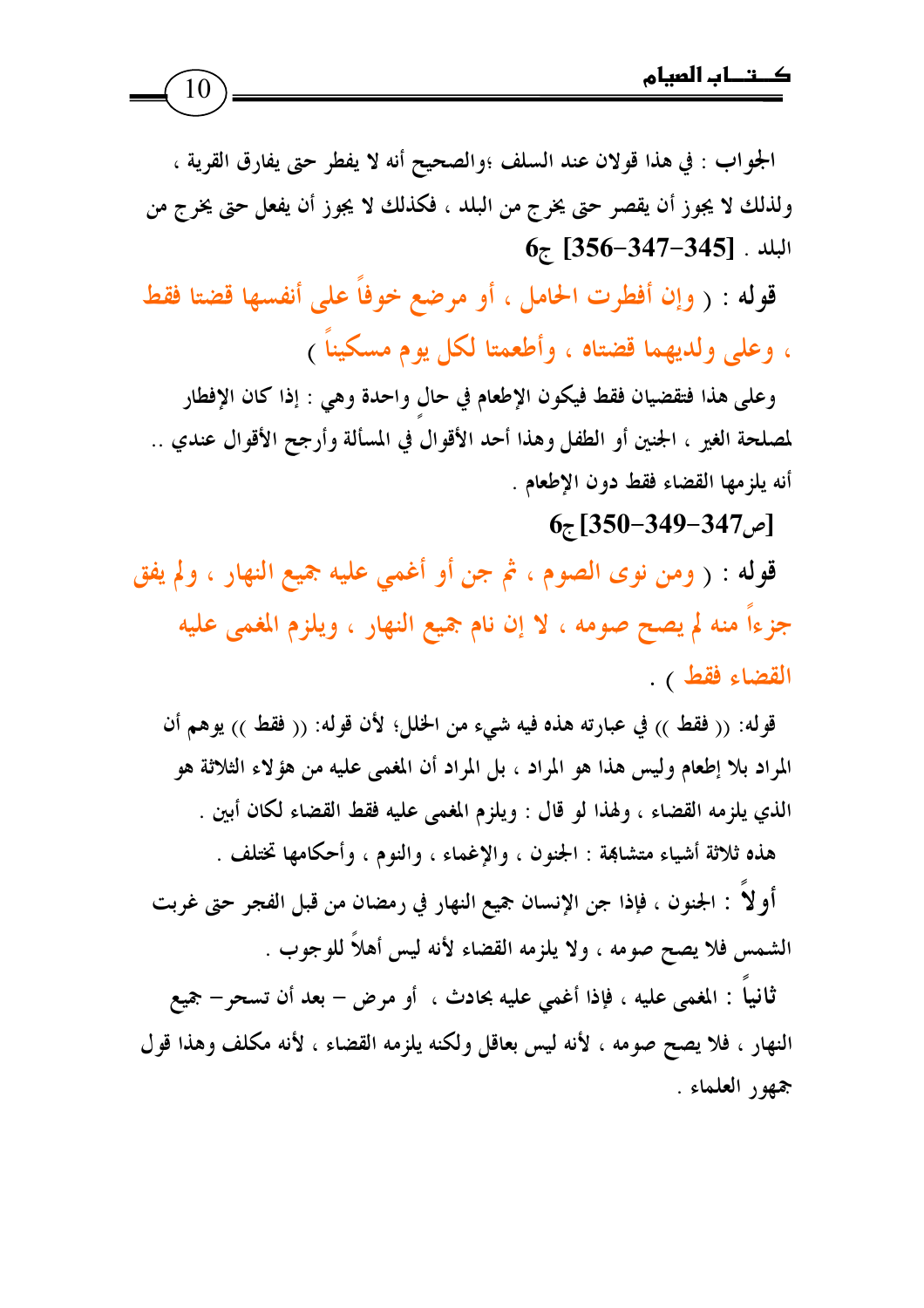الجواب : في هذا قولان عند السلف ؛والصحيح أنه لا يفطر حتى يفارق القرية ، ولذلك لا يجوز أن يقصر حتى يخرج من البلد ، فكذلك لا يجوز أن يفعل حتى يخرج من البلد . [345-347-356] ج6

**قوله : ( وإن أفطرت الحامل ، أو مرضع خوفاً على أنفسها قضتا فقط ، وعلى ولديهما قضتاه ، وأطعمتا لكل يوم مسكيناً )**

وعلى هذا فتقضيان فقط فيكون الإطعام في حالٍ واحدة وهي : إذا كان الإفطار لمصلحة الغير ، الجنين أو الطفل وهذا أحد الأقوال في المسألة وأرجح الأقوال عندي .. أنه يلزمها القضاء فقط دون الإطعام .

[ص347-349-350]ج6

**قوله : ( ومن نوى الصوم ، ثم جن أو أغمي عليه جميع النهار ، ولم يفق جزءاً منه لم يصح صومه ، لا إن نام جميع النهار ، ويلزم المغمى عليه القضاء فقط ) .**

قوله: (( فقط )) في عبارته هذه فيه شيء من الخلل؛ لأن قوله: (( فقط )) يوهم أن المراد بلا إطعام وليس هذا هو المراد ، بل المراد أن المغمى عليه من هؤلاء الثلاثة هو الذي يلزمه القضاء ، ولهذا لو قال : ويلزم المغمى عليه فقط القضاء لكان أبين .

هذه ثلاثة أشياء متشابهة : الجنون ، والإغماء ، والنوم ، وأحكامها تختلف .

أولاً : الجنون ، فإذا جن الإنسان جميع النهار في رمضان من قبل الفجر حتى غربت الشمس فلا يصح صومه ، ولا يلزمه القضاء لأنه ليس أهلاً للوجوب .

ثانياً : المغمى عليه ، فإذا أغمي عليه بحادث ، أو مرض – بعد أن تسحر– جميع النهار ، فلا يصح صومه ، لأنه ليس بعاقل ولكنه يلزمه القضاء ، لأنه مكلف وهذا قول جمهور العلماء .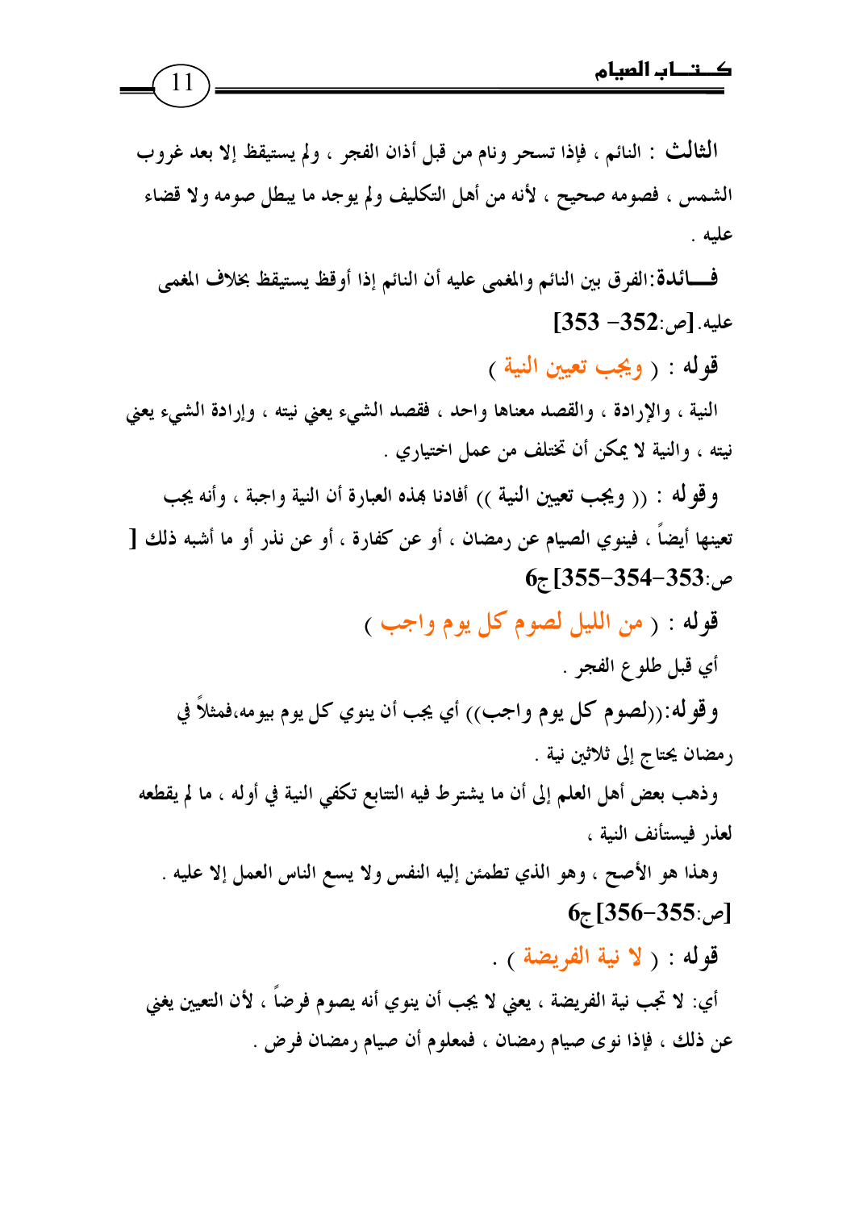**الثالث** : النائم ، فإذا تسحر ونام من قبل أذان الفجر ، ولم يستيقظ إلا بعد غروب الشمس ، فصومه صحيح ، لأنه من أهل التكليف ولم يوجد ما يبطل صومه ولا قضاء عليه .

**فـــائدة**:الفرق بين النائم والمغمى عليه أن النائم إذا أوقظ يستيقظ بخلاف المغمى عليه. [ص:352- 353]

**قوله** : ( ويجب تعيين النية )

النية ، والإرادة ، والقصد معناها واحد ، فقصد الشيء يعني نيته ، وإرادة الشيء يعني نيته ، والنية لا يمكن أن تختلف من عمل اختياري .

**وقوله** : (( ويجب تعيين النية )) أفادنا بهذه العبارة أن النية واجبة ، وأنه يجب تعينها أيضاً ، فينوي الصيام عن رمضان ، أو عن كفارة ، أو عن نذر أو ما أشبه ذلك [ ص:353-354-355] ج6

**قوله** : ( من الليل لصوم كل يوم واجب )

أي قبل طلوع الفجر .

**وقوله**:((لصوم كل يوم واجب)) أي يجب أن ينوي كل يوم بيومه،فمثلاً في رمضان يحتاج إلى ثلاثين نية .

وذهب بعض أهل العلم إلى أن ما يشترط فيه التتابع تكفي النية في أوله ، ما لم يقطعه لعذر فيستأنف النية ،

وهذا هو الأصح ، وهو الذي تطمئن إليه النفس ولا يسع الناس العمل إلا عليه . [ص:355-356] ج6

**قوله** : ( لا نية الفريضة ) .

أي: لا تجب نية الفريضة ، يعني لا يجب أن ينوي أنه يصوم فرضاً ، لأن التعيين يغني عن ذلك ، فإذا نوى صيام رمضان ، فمعلوم أن صيام رمضان فرض .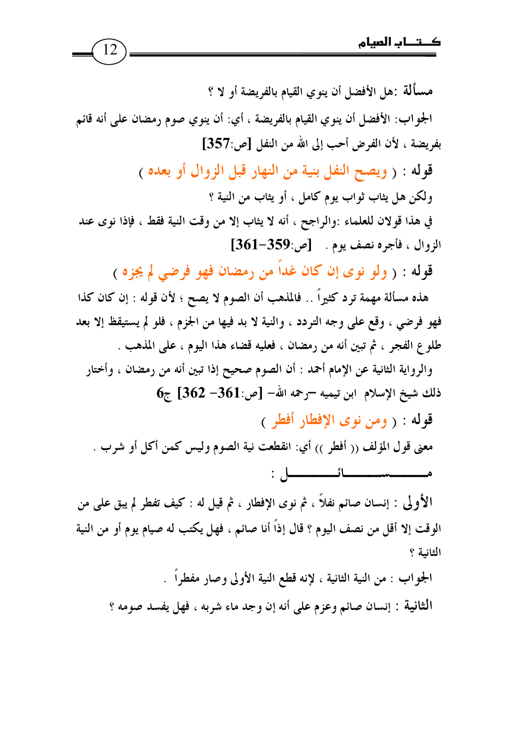**مسألة** :هل الأفضل أن ينوي القيام بالفريضة أو لا ؟

الجواب: الأفضل أن ينوي القيام بالفريضة ، أي: أن ينوي صوم رمضان على أنه قائم بفريضة ، لأن الفرض أحب إلى الله من النفل **[ص:357]**

**قوله** : ( ويصح النفل بنية من النهار قبل الزوال أو بعده )

ولكن هل يثاب ثواب يوم كامل ، أو يثاب من النية ؟

في هذا قولان للعلماء :والراجح ، أنه لا يثاب إلا من وقت النية فقط ، فإذا نوى عند الزوال ، فأجره نصف يوم . **[ص:359-361]**

**قوله** : ( ولو نوى إن كان غداً من رمضان فهو فرضي لم يجزه )

هذه مسألة مهمة ترد كثيراً .. فالمذهب أن الصوم لا يصح ؛ لأن قوله : إن كان كذا فهو فرضي ، وقع على وجه التردد ، والنية لا بد فيها من الجزم ، فلو لم يستيقظ إلا بعد طلوع الفجر ، ثم تبين أنه من رمضان ، فعليه قضاء هذا اليوم ، على المذهب .

والرواية الثانية عن الإمام أحمد : أن الصوم صحيح إذا تبين أنه من رمضان ، وأختار ذلك شيخ الإسلام ابن تيميه –رحمه الله– **[ص:361- 362]** ج6

**قوله** : ( ومن نوى الإفطار أفطر )

معنى قول المؤلف (( أفطر )) أي: انقطعت نية الصوم وليس كمن أكل أو شرب .

**مـــــــســـــــائـــــــل :**

**الأولى** : إنسان صائم نفلاً ، ثم نوى الإفطار ، ثم قيل له : كيف تفطر لم يبق على من الوقت إلا أقل من نصف اليوم ؟ قال إذاً أنا صائم ، فهل يكتب له صيام يوم أو من النية الثانية ؟

الجواب : من النية الثانية ، لإنه قطع النية الأولى وصار مفطراً .

**الثانية** : إنسان صائم وعزم على أنه إن وجد ماء شربه ، فهل يفسد صومه ؟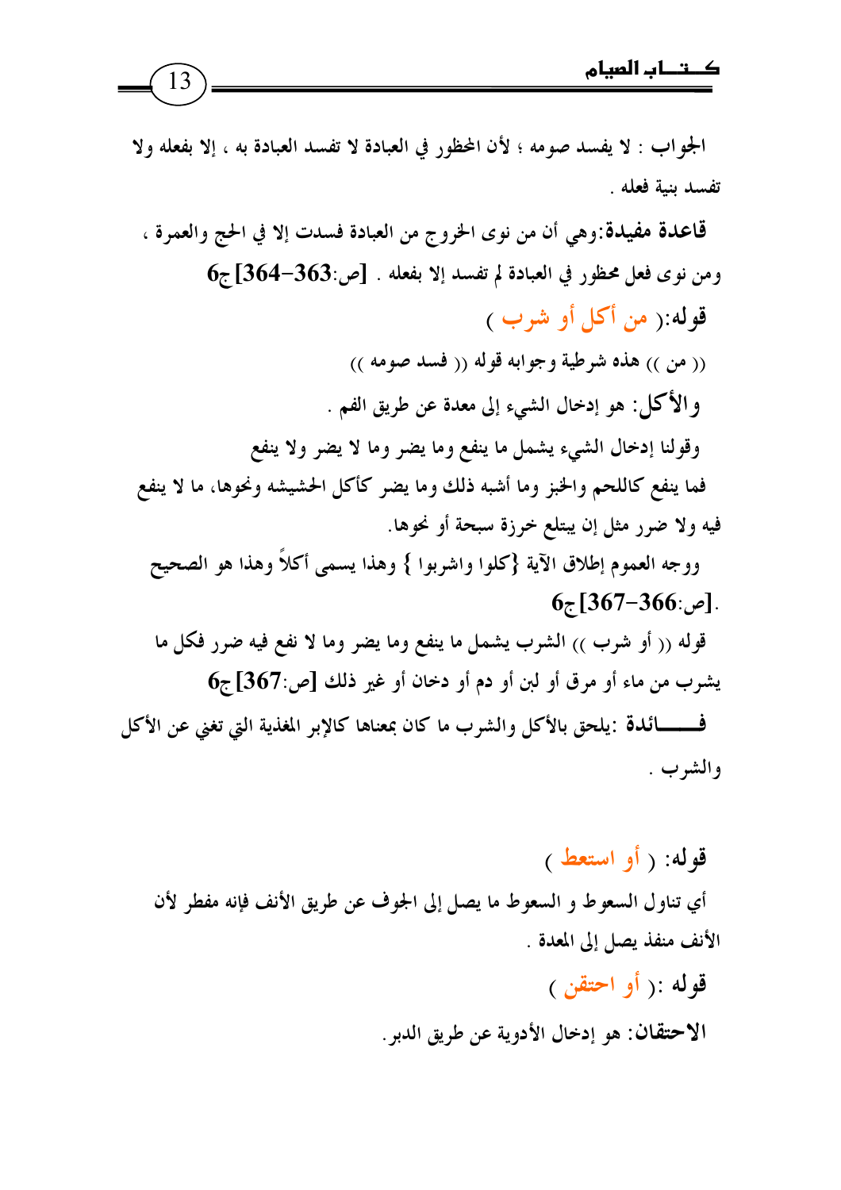الجواب : لا يفسد صومه ؛ لأن المحظور في العبادة لا تفسد العبادة به ، إلا بفعله ولا تفسد بنية فعله .

**قاعدة مفيدة**:وهي أن من نوى الخروج من العبادة فسدت إلا في الحج والعمرة ، ومن نوى فعل محظور في العبادة لم تفسد إلا بفعله . **[ص:363-364] ج6**

**قوله**:( من أكل أو شرب )

(( من )) هذه شرطية وجوابه قوله (( فسد صومه ))

**والأكل**: هو إدخال الشيء إلى معدة عن طريق الفم .

وقولنا إدخال الشيء يشمل ما ينفع وما يضر وما لا يضر ولا ينفع

فما ينفع كاللحم والخبز وما أشبه ذلك وما يضر كأكل الحشيشه ونحوها، ما لا ينفع فيه ولا ضرر مثل إن يبتلع خرزة سبحة أو نحوها.

ووجه العموم إطلاق الآية {كلوا واشربوا } وهذا يسمى أكلاً وهذا هو الصحيح **.[ص:366-367] ج6**

قوله (( أو شرب )) الشرب يشمل ما ينفع وما يضر وما لا نفع فيه ضرر فكل ما يشرب من ماء أو مرق أو لبن أو دم أو دخان أو غير ذلك **[ص:367] ج6**

**فـــــــائدة** :يلحق بالأكل والشرب ما كان بمعناها كالإبر المغذية التي تغني عن الأكل والشرب .

**قوله**: ( أو استعط )

أي تناول السعوط و السعوط ما يصل إلى الجوف عن طريق الأنف فإنه مفطر لأن الأنف منفذ يصل إلى المعدة .

**قوله** :( أو احتقن )

**الاحتقان**: هو إدخال الأدوية عن طريق الدبر.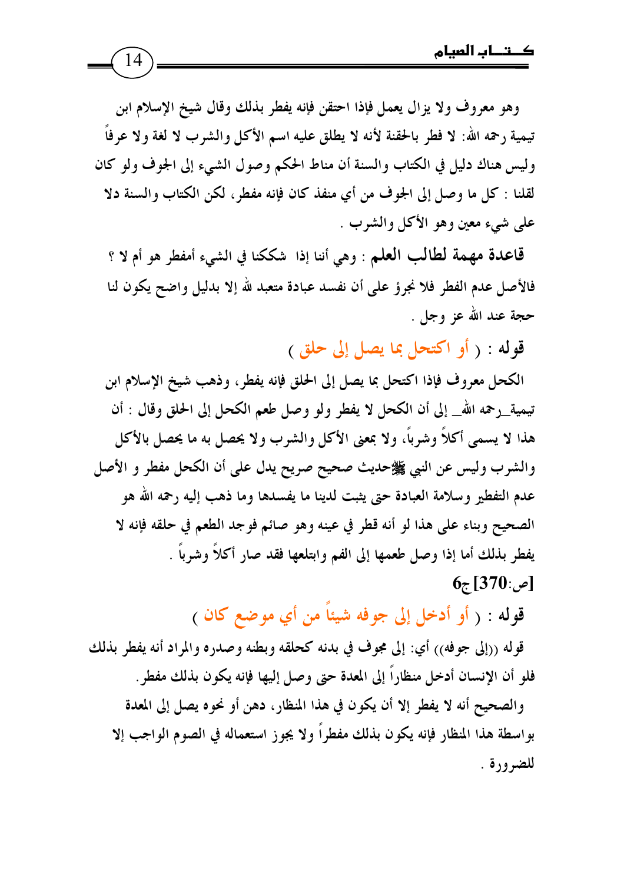وهو معروف ولا يزال يعمل فإذا احتقن فإنه يفطر بذلك وقال شيخ الإسلام ابن تيمية رحمه الله: لا فطر بالحقنة لأنه لا يطلق عليه اسم الأكل والشرب لا لغة ولا عرفاً وليس هناك دليل في الكتاب والسنة أن مناط الحكم وصول الشيء إلى الجوف ولو كان لقلنا : كل ما وصل إلى الجوف من أي منفذ كان فإنه مفطر، لكن الكتاب والسنة دلا على شيء معين وهو الأكل والشرب .

**قاعدة مهمة لطالب العلم** : وهي أننا إذا شككنا في الشيء أمفطر هو أم لا ؟ فالأصل عدم الفطر فلا نجرؤ على أن نفسد عبادة متعبد لله إلا بدليل واضح يكون لنا حجة عند الله عز وجل .

**قوله** : ( أو اكتحل بما يصل إلى حلق )

الكحل معروف فإذا اكتحل بما يصل إلى الحلق فإنه يفطر، وذهب شيخ الإسلام ابن تيمية_رحمه الله_ إلى أن الكحل لا يفطر ولو وصل طعم الكحل إلى الحلق وقال : أن هذا لا يسمى أكلاً وشرباً، ولا بمعنى الأكل والشرب ولا يحصل به ما يحصل بالأكل والشرب وليس عن النبي ﷺحديث صحيح صريح يدل على أن الكحل مفطر و الأصل عدم التفطير وسلامة العبادة حتى يثبت لدينا ما يفسدها وما ذهب إليه رحمه الله هو الصحيح وبناء على هذا لو أنه قطر في عينه وهو صائم فوجد الطعم في حلقه فإنه لا يفطر بذلك أما إذا وصل طعمها إلى الفم وابتلعها فقد صار أكلاً وشرباً .

[ص:370]ج6

**قوله** : ( أو أدخل إلى جوفه شيئاً من أي موضع كان )

قوله ((إلى جوفه)) أي: إلى مجوف في بدنه كحلقه وبطنه وصدره والمراد أنه يفطر بذلك فلو أن الإنسان أدخل منظاراً إلى المعدة حتى وصل إليها فإنه يكون بذلك مفطر.

والصحيح أنه لا يفطر إلا أن يكون في هذا المنظار، دهن أو نحوه يصل إلى المعدة بواسطة هذا المنظار فإنه يكون بذلك مفطراً ولا يجوز استعماله في الصوم الواجب إلا للضرورة .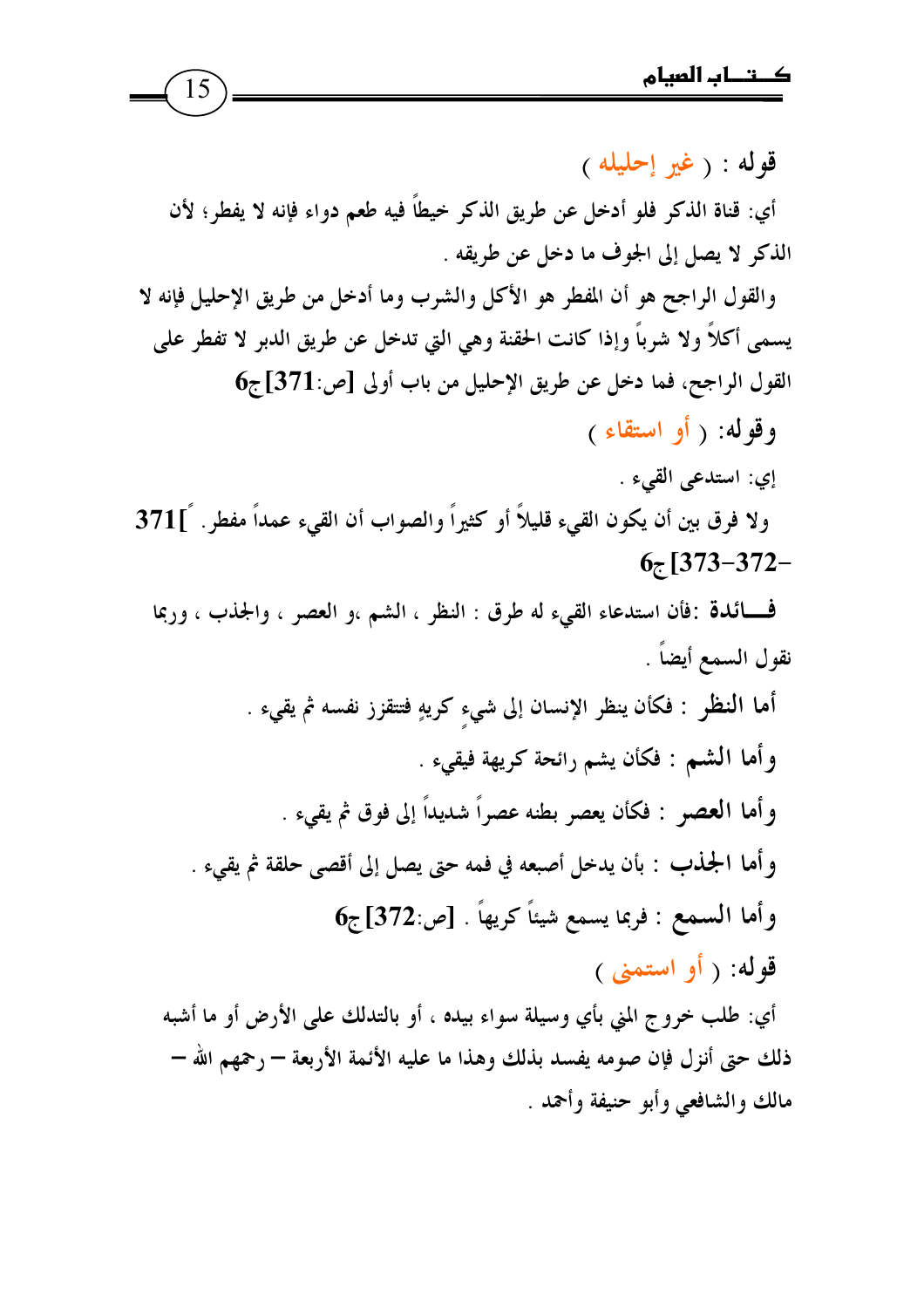قوله : ( غير إحليله )

أي: قناة الذكر فلو أدخل عن طريق الذكر خيطاً فيه طعم دواء فإنه لا يفطر؛ لأن الذكر لا يصل إلى الجوف ما دخل عن طريقه .

والقول الراجح هو أن المفطر هو الأكل والشرب وما أدخل من طريق الإحليل فإنه لا يسمى أكلاً ولا شرباً وإذا كانت الحقنة وهي التي تدخل عن طريق الدبر لا تفطر على القول الراجح، فما دخل عن طريق الإحليل من باب أولى [ص:371]ج6

وقوله: ( أو استقاء )

إي: استدعى القيء .

ولا فرق بين أن يكون القيء قليلاً أو كثيراً والصواب أن القيء عمداً مفطر . ]371-372-373[ ج6

**فـــائدة** :فأن استدعاء القيء له طرق : النظر ، الشم ،و العصر ، والجذب ، وربما نقول السمع أيضاً .

**أما النظر** : فكأن ينظر الإنسان إلى شيءٍ كريهٍ فتتقزز نفسه ثم يقيء .

**وأما الشم** : فكأن يشم رائحة كريهة فيقيء .

**وأما العصر** : فكأن يعصر بطنه عصراً شديداً إلى فوق ثم يقيء .

**وأما الجذب** : بأن يدخل أصبعه في فمه حتى يصل إلى أقصى حلقة ثم يقيء .

**وأما السمع** : فربما يسمع شيئاً كريهاً . [ص:372] ج6

قوله: ( أو استمنى )

أي: طلب خروج المني بأي وسيلة سواء بيده ، أو بالتدلك على الأرض أو ما أشبه ذلك حتى أنزل فإن صومه يفسد بذلك وهذا ما عليه الأئمة الأربعة – رحمهم الله – مالك والشافعي وأبو حنيفة وأحمد .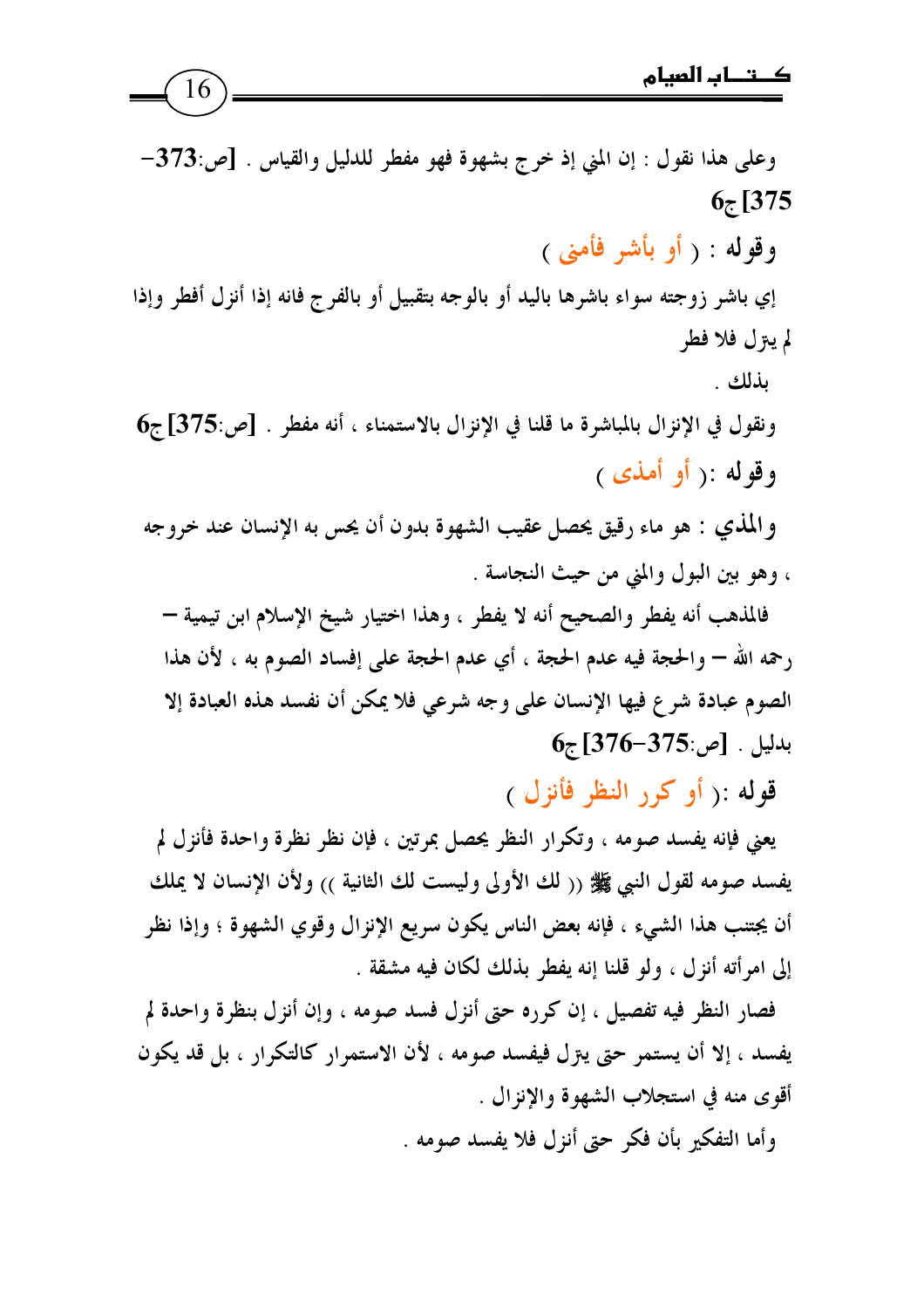وعلى هذا نقول : إن المني إذ خرج بشهوة فهو مفطر للدليل والقياس . **[ص:373-375] ج6**

وقوله : ( أو بأشر فأمنى )

إي باشر زوجته سواء باشرها باليد أو بالوجه بتقبيل أو بالفرج فانه إذا أنزل أفطر وإذا لم يترل فلا فطر بذلك .

ونقول في الإنزال بالمباشرة ما قلنا في الإنزال بالاستمناء ، أنه مفطر . **[ص:375] ج6**

وقوله :( أو أمذى )

**والمذي** : هو ماء رقيق يحصل عقيب الشهوة بدون أن يحس به الإنسان عند خروجه ، وهو بين البول والمني من حيث النجاسة .

فالمذهب أنه يفطر والصحيح أنه لا يفطر ، وهذا اختيار شيخ الإسلام ابن تيمية – رحمه الله – والحجة فيه عدم الحجة ، أي عدم الحجة على إفساد الصوم به ، لأن هذا الصوم عبادة شرع فيها الإنسان على وجه شرعي فلا يمكن أن نفسد هذه العبادة إلا بدليل . **[ص:375-376] ج6**

قوله :( أو كرر النظر فأنزل )

يعني فإنه يفسد صومه ، وتكرار النظر يحصل بمرتين ، فإن نظر نظرة واحدة فأنزل لم يفسد صومه لقول النبي ﷺ (( لك الأولى وليست لك الثانية )) ولأن الإنسان لا يملك أن يجتنب هذا الشيء ، فإنه بعض الناس يكون سريع الإنزال وقوي الشهوة ؛ وإذا نظر إلى امرأته أنزل ، ولو قلنا إنه يفطر بذلك لكان فيه مشقة .

فصار النظر فيه تفصيل ، إن كرره حتى أنزل فسد صومه ، وإن أنزل بنظرة واحدة لم يفسد ، إلا أن يستمر حتى يترل فيفسد صومه ، لأن الاستمرار كالتكرار ، بل قد يكون أقوى منه في استجلاب الشهوة والإنزال .

وأما التفكير بأن فكر حتى أنزل فلا يفسد صومه .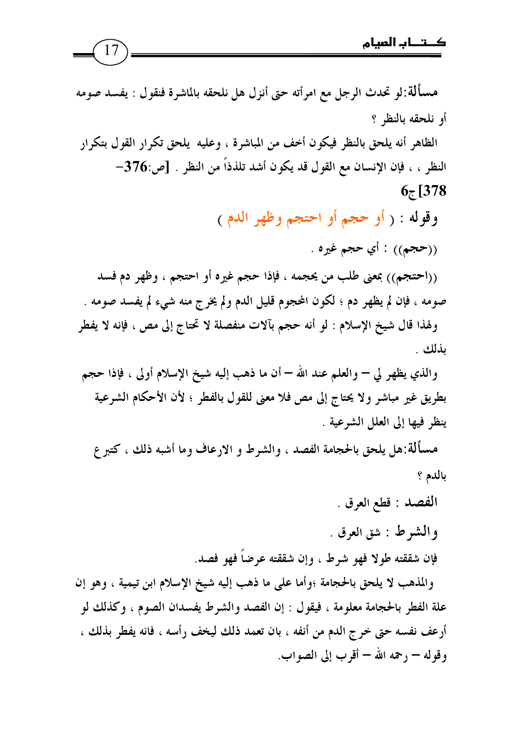**مسألة:** لو تحدث الرجل مع امرأته حتى أنزل هل نلحقه بالمباشرة فنقول : يفسد صومه أو نلحقه بالنظر ؟

الظاهر أنه يلحق بالنظر فيكون أخف من المباشرة ، وعليه يلحق تكرار القول بتكرار النظر ، ، فإن الإنسان مع القول قد يكون أشد تلذذاً من النظر . **[ص:376-378]ج6**

وقوله : ( **أو حجم أو احتجم وظهر الدم** )

((حجم)) : أي حجم غيره .

((احتجم)) بمعنى طلب من يحجمه ، فإذا حجم غيره أو احتجم ، وظهر دم فسد صومه ، فإن لم يظهر دم ؛ لكون المحجوم قليل الدم ولم يخرج منه شيء لم يفسد صومه .

ولهذا قال شيخ الإسلام : لو أنه حجم بآلات منفصلة لا تحتاج إلى مص ، فإنه لا يفطر بذلك .

والذي يظهر لي – والعلم عند الله – أن ما ذهب إليه شيخ الإسلام أولى ، فإذا حجم بطريق غير مباشر ولا يحتاج إلى مص فلا معنى للقول بالفطر ؛ لأن الأحكام الشرعية ينظر فيها إلى العلل الشرعية .

**مسألة:** هل يلحق بالحجامة الفصد ، والشرط و الارعاف وما أشبه ذلك ، كتبرع بالدم ؟

**الفصد** : قطع العرق .

**والشرط** : شق العرق .

فإن شققته طولا فهو شرط ، وإن شققته عرضاً فهو فصد.

والمذهب لا يلحق بالحجامة ؛وأما على ما ذهب إليه شيخ الإسلام ابن تيمية ، وهو إن علة الفطر بالحجامة معلومة ، فيقول : إن الفصد والشرط يفسدان الصوم ، وكذلك لو أرعف نفسه حتى خرج الدم من أنفه ، بان تعمد ذلك ليخف رأسه ، فانه يفطر بذلك ، وقوله – رحمه الله – أقرب إلى الصواب.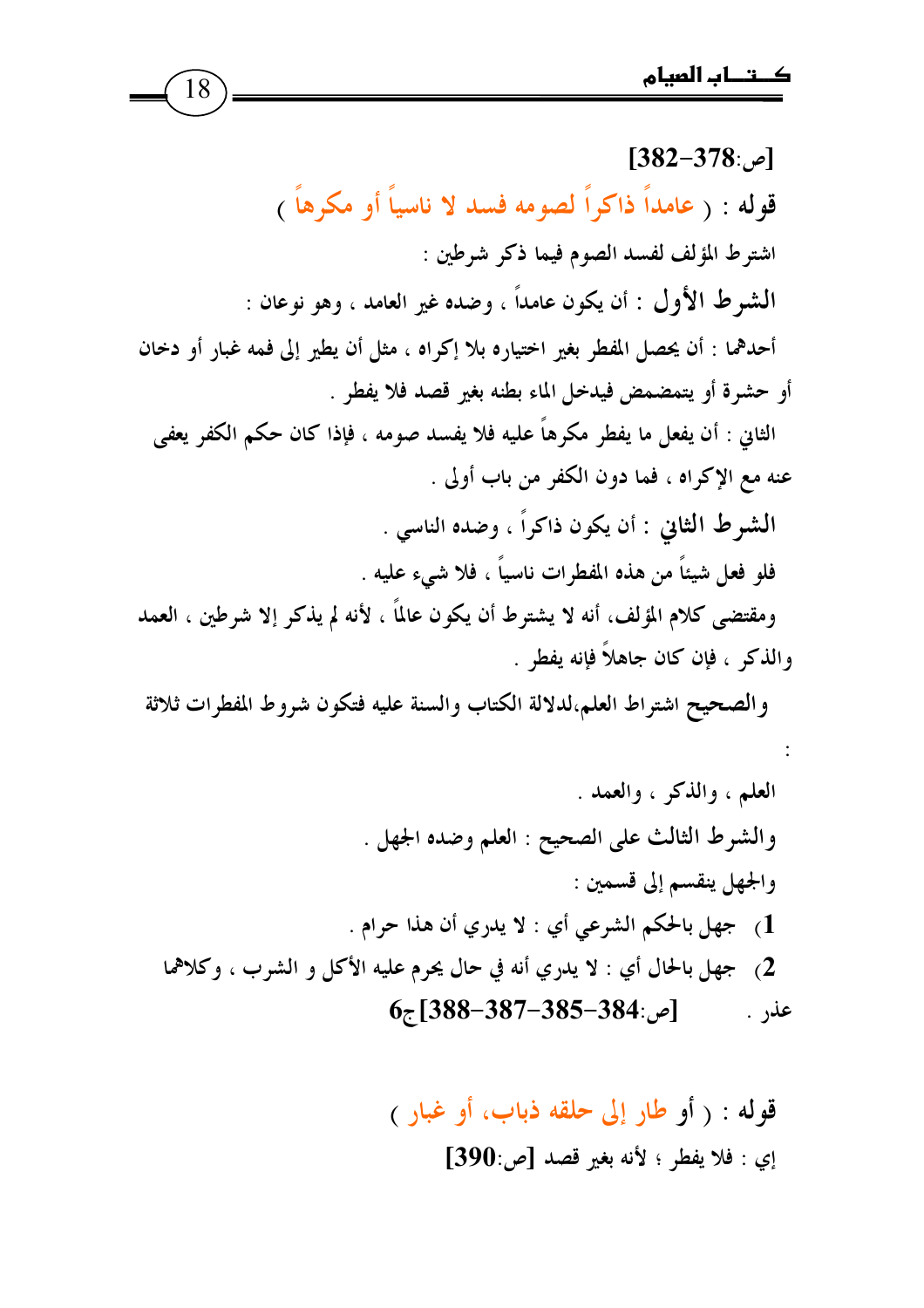[ص:378-382]

**قوله :** ( عامداً ذاكراً لصومه فسد لا ناسياً أو مكرهاً )

اشترط المؤلف لفسد الصوم فيما ذكر شرطين :

**الشرط الأول** : أن يكون عامداً ، وضده غير العامد ، وهو نوعان :

أحدهما : أن يحصل المفطر بغير اختياره بلا إكراه ، مثل أن يطير إلى فمه غبار أو دخان أو حشرة أو يتمضمض فيدخل الماء بطنه بغير قصد فلا يفطر .

الثاني : أن يفعل ما يفطر مكرهاً عليه فلا يفسد صومه ، فإذا كان حكم الكفر يعفى عنه مع الإكراه ، فما دون الكفر من باب أولى .

**الشرط الثاني** : أن يكون ذاكراً ، وضده الناسي .

فلو فعل شيئاً من هذه المفطرات ناسياً ، فلا شيء عليه .

ومقتضى كلام المؤلف، أنه لا يشترط أن يكون عالماً ، لأنه لم يذكر إلا شرطين ، العمد والذكر ، فإن كان جاهلاً فإنه يفطر .

والصحيح اشتراط العلم،لدلالة الكتاب والسنة عليه فتكون شروط المفطرات ثلاثة :

العلم ، والذكر ، والعمد .

والشرط الثالث على الصحيح : العلم وضده الجهل .

والجهل ينقسم إلى قسمين :

1) جهل بالحكم الشرعي أي : لا يدري أن هذا حرام .
2) جهل بالحال أي : لا يدري أنه في حال يحرم عليه الأكل و الشرب ، وكلاهما عذر . [ص:384-385-387-388]ج6

**قوله :** ( أو طار إلى حلقه ذباب، أو غبار )

إي : فلا يفطر ؛ لأنه بغير قصد [ص:390]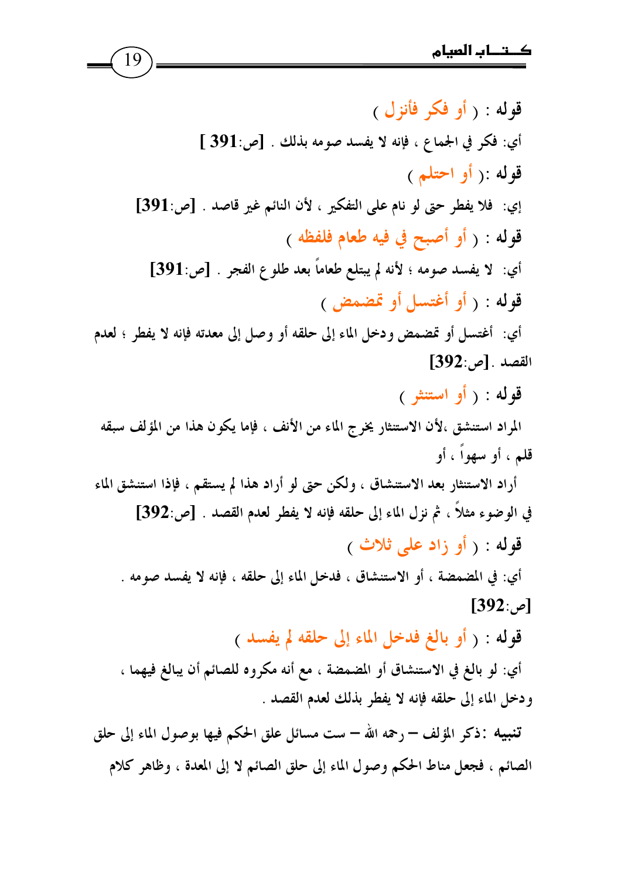**قوله :** ( أو فكر فأنزل )

أي: فكر في الجماع ، فإنه لا يفسد صومه بذلك . [ص:391 ]

**قوله :**( أو احتلم )

إي: فلا يفطر حتى لو نام على التفكير ، لأن النائم غير قاصد . [ص:391]

**قوله :** ( أو أصبح في فيه طعام فلفظه )

أي: لا يفسد صومه ؛ لأنه لم يبتلع طعاماً بعد طلوع الفجر . [ص:391]

**قوله :** ( أو أغتسل أو تمضمض )

أي: أغتسل أو تمضمض ودخل الماء إلى حلقه أو وصل إلى معدته فإنه لا يفطر ؛ لعدم القصد .[ص:392]

**قوله :** ( أو استنثر )

المراد استنشق ،لأن الاستنثار يخرج الماء من الأنف ، فإما يكون هذا من المؤلف سبقه قلم ، أو سهواً ، أو

أراد الاستنثار بعد الاستنشاق ، ولكن حتى لو أراد هذا لم يستقم ، فإذا استنشق الماء في الوضوء مثلاً ، ثم نزل الماء إلى حلقه فإنه لا يفطر لعدم القصد . [ص:392]

**قوله :** ( أو زاد على ثلاث )

أي: في المضمضة ، أو الاستنشاق ، فدخل الماء إلى حلقه ، فإنه لا يفسد صومه . [ص:392]

**قوله :** ( أو بالغ فدخل الماء إلى حلقه لم يفسد )

أي: لو بالغ في الاستنشاق أو المضمضة ، مع أنه مكروه للصائم أن يبالغ فيهما ، ودخل الماء إلى حلقه فإنه لا يفطر بذلك لعدم القصد .

**تنبيه :** ذكر المؤلف – رحمه الله – ست مسائل علق الحكم فيها بوصول الماء إلى حلق الصائم ، فجعل مناط الحكم وصول الماء إلى حلق الصائم لا إلى المعدة ، وظاهر كلام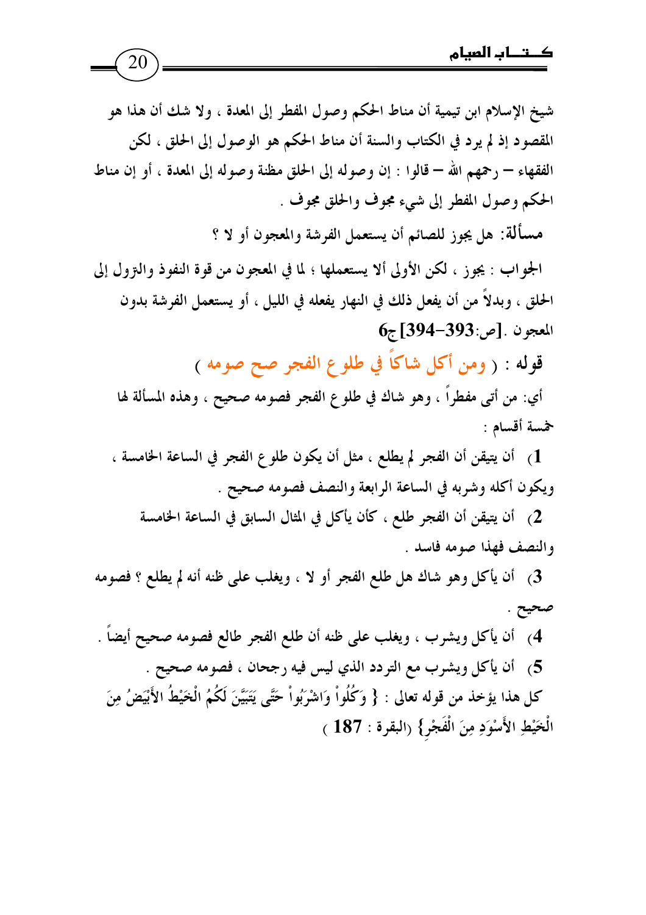شيخ الإسلام ابن تيمية أن مناط الحكم وصول المفطر إلى المعدة ، ولا شك أن هذا هو المقصود إذ لم يرد في الكتاب والسنة أن مناط الحكم هو الوصول إلى الحلق ، لكن الفقهاء – رحمهم الله – قالوا : إن وصوله إلى الحلق مظنة وصوله إلى المعدة ، أو إن مناط الحكم وصول المفطر إلى شيء مجوف والحلق مجوف .

**مسألة:** هل يجوز للصائم أن يستعمل الفرشة والمعجون أو لا ؟

الجواب : يجوز ، لكن الأولى ألا يستعملها ؛ لما في المعجون من قوة النفوذ والنزول إلى الحلق ، وبدلاً من أن يفعل ذلك في النهار يفعله في الليل ، أو يستعمل الفرشة بدون المعجون .[ص:393-394] ج6

**قوله :** ( ومن أكل شاكاً في طلوع الفجر صح صومه )

أي: من أتى مفطراً ، وهو شاك في طلوع الفجر فصومه صحيح ، وهذه المسألة لها خمسة أقسام :

1) أن يتيقن أن الفجر لم يطلع ، مثل أن يكون طلوع الفجر في الساعة الخامسة ، ويكون أكله وشربه في الساعة الرابعة والنصف فصومه صحيح .

2) أن يتيقن أن الفجر طلع ، كأن يأكل في المثال السابق في الساعة الخامسة والنصف فهذا صومه فاسد .

3) أن يأكل وهو شاك هل طلع الفجر أو لا ، ويغلب على ظنه أنه لم يطلع ؟ فصومه صحيح .

4) أن يأكل ويشرب ، ويغلب على ظنه أن طلع الفجر طالع فصومه صحيح أيضاً .

5) أن يأكل ويشرب مع التردد الذي ليس فيه رجحان ، فصومه صحيح .

كل هذا يؤخذ من قوله تعالى : { وَكُلُواْ وَاشْرَبُواْ حَتَّى يَتَبَيَّنَ لَكُمُ الْخَيْطُ الأَبْيَضُ مِنَ الْخَيْطِ الأَسْوَدِ مِنَ الْفَجْرِ} (البقرة : 187 )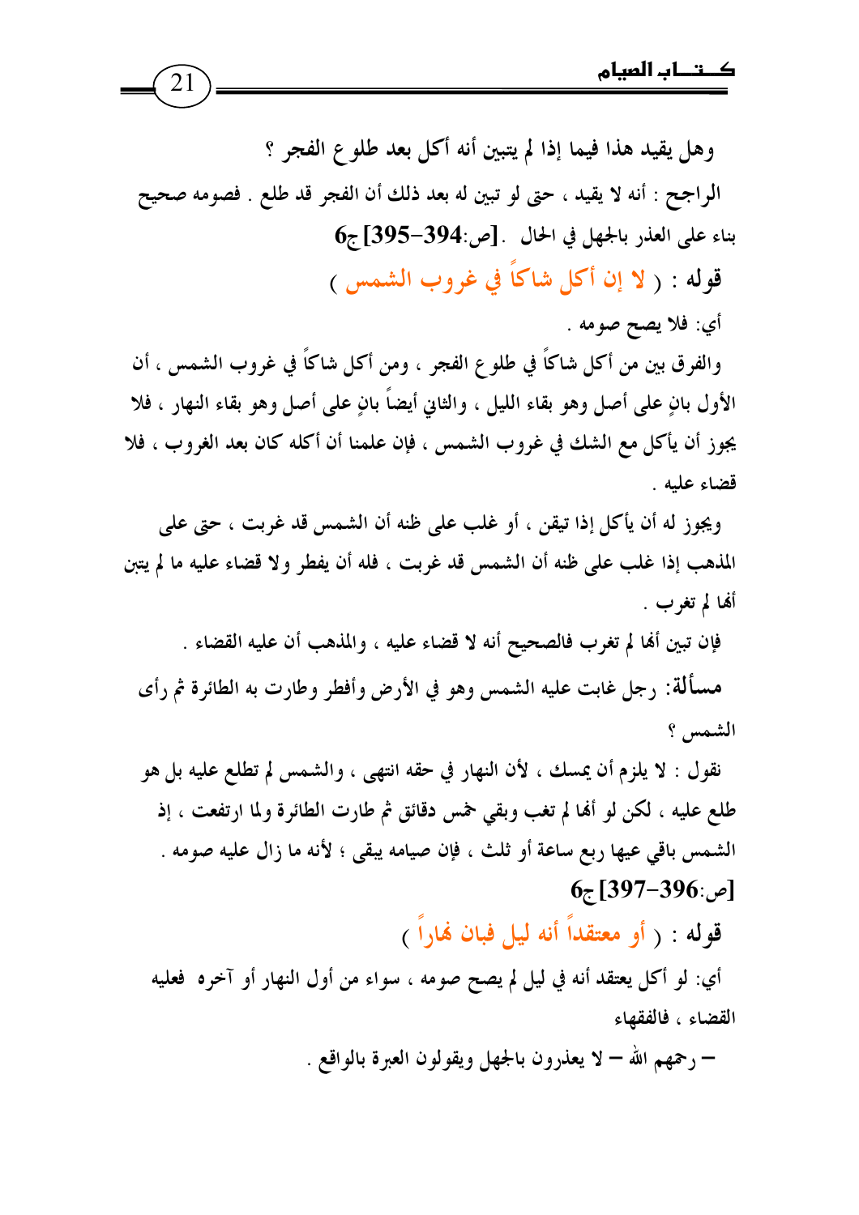وهل يقيد هذا فيما إذا لم يتبين أنه أكل بعد طلوع الفجر ؟

الراجح : أنه لا يقيد ، حتى لو تبين له بعد ذلك أن الفجر قد طلع . فصومه صحيح بناء على العذر بالجهل في الحال . [ص:394-395] ج6

**قوله : ( لا إن أكل شاكاً في غروب الشمس )**

أي: فلا يصح صومه .

والفرق بين من أكل شاكاً في طلوع الفجر ، ومن أكل شاكاً في غروب الشمس ، أن الأول بانٍ على أصل وهو بقاء الليل ، والثاني أيضاً بانٍ على أصل وهو بقاء النهار ، فلا يجوز أن يأكل مع الشك في غروب الشمس ، فإن علمنا أن أكله كان بعد الغروب ، فلا قضاء عليه .

ويجوز له أن يأكل إذا تيقن ، أو غلب على ظنه أن الشمس قد غربت ، حتى على المذهب إذا غلب على ظنه أن الشمس قد غربت ، فله أن يفطر ولا قضاء عليه ما لم يتبن أنها لم تغرب .

فإن تبين أنها لم تغرب فالصحيح أنه لا قضاء عليه ، والمذهب أن عليه القضاء .

**مسألة:** رجل غابت عليه الشمس وهو في الأرض وأفطر وطارت به الطائرة ثم رأى الشمس ؟

نقول : لا يلزم أن يمسك ، لأن النهار في حقه انتهى ، والشمس لم تطلع عليه بل هو طلع عليه ، لكن لو أنها لم تغب وبقي خمس دقائق ثم طارت الطائرة ولما ارتفعت ، إذ الشمس باقي عيها ربع ساعة أو ثلث ، فإن صيامه يبقى ؛ لأنه ما زال عليه صومه . [ص:396-397] ج6

**قوله : ( أو معتقداً أنه ليل فبان نهاراً )**

أي: لو أكل يعتقد أنه في ليل لم يصح صومه ، سواء من أول النهار أو آخره فعليه القضاء ، فالفقهاء – رحمهم الله – لا يعذرون بالجهل ويقولون العبرة بالواقع .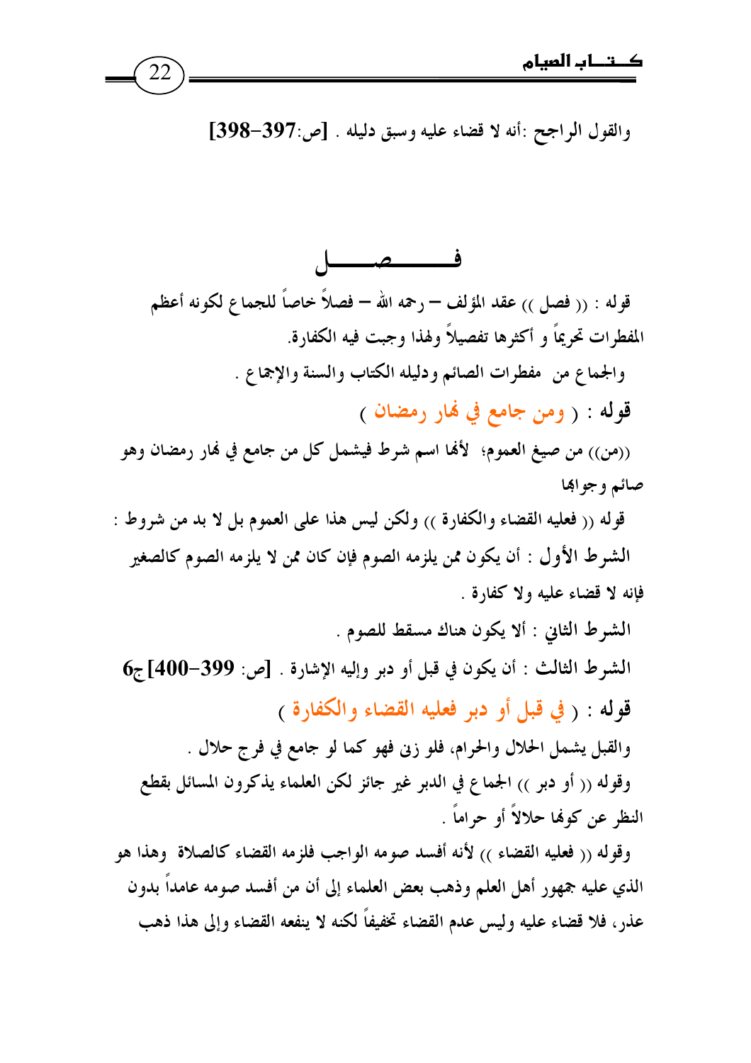والقول الراجح :أنه لا قضاء عليه وسبق دليله . **[ص:397-398]**

# فـــــصـــــل

قوله : (( فصل )) عقد المؤلف – رحمه الله – فصلاً خاصاً للجماع لكونه أعظم المفطرات تحريماً و أكثرها تفصيلاً ولهذا وجبت فيه الكفارة.

والجماع من مفطرات الصائم ودليله الكتاب والسنة والإجماع .

**قوله : ( ومن جامع في نهار رمضان )**

((من)) من صيغ العموم؛ لأنها اسم شرط فيشمل كل من جامع في نهار رمضان وهو صائم وجوابها

قوله (( فعليه القضاء والكفارة )) ولكن ليس هذا على العموم بل لا بد من شروط :

الشرط الأول : أن يكون ممن يلزمه الصوم فإن كان ممن لا يلزمه الصوم كالصغير فإنه لا قضاء عليه ولا كفارة .

الشرط الثاني : ألا يكون هناك مسقط للصوم .

الشرط الثالث : أن يكون في قبل أو دبر وإليه الإشارة . **[ص: 399-400]ج6**

**قوله : ( في قبل أو دبر فعليه القضاء والكفارة )**

والقبل يشمل الحلال والحرام، فلو زنى فهو كما لو جامع في فرج حلال .

وقوله (( أو دبر )) الجماع في الدبر غير جائز لكن العلماء يذكرون المسائل بقطع النظر عن كونها حلالاً أو حراماً .

وقوله (( فعليه القضاء )) لأنه أفسد صومه الواجب فلزمه القضاء كالصلاة وهذا هو الذي عليه جمهور أهل العلم وذهب بعض العلماء إلى أن من أفسد صومه عامداً بدون عذر، فلا قضاء عليه وليس عدم القضاء تخفيفاً لكنه لا ينفعه القضاء وإلى هذا ذهب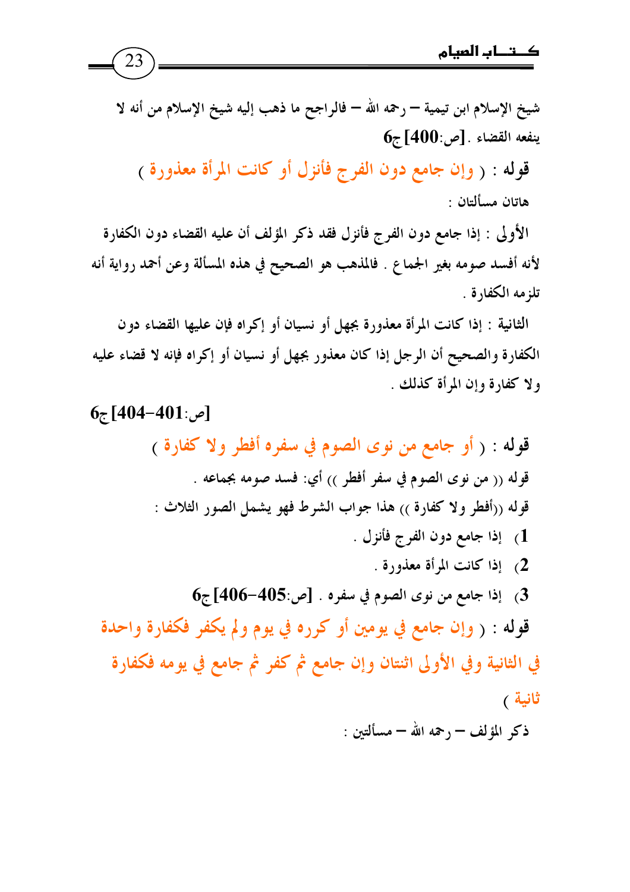شيخ الإسلام ابن تيمية – رحمه الله – فالراجح ما ذهب إليه شيخ الإسلام من أنه لا ينفعه القضاء .[ص:400] ج6

قوله : ( **وإن جامع دون الفرج فأنزل أو كانت المرأة معذورة** )

هاتان مسألتان :

الأولى : إذا جامع دون الفرج فأنزل فقد ذكر المؤلف أن عليه القضاء دون الكفارة لأنه أفسد صومه بغير الجماع . فالمذهب هو الصحيح في هذه المسألة وعن أحمد رواية أنه تلزمه الكفارة .

الثانية : إذا كانت المرأة معذورة بجهل أو نسيان أو إكراه فإن عليها القضاء دون الكفارة والصحيح أن الرجل إذا كان معذور بجهل أو نسيان أو إكراه فإنه لا قضاء عليه ولا كفارة وإن المرأة كذلك .

[ص:401-404] ج6

قوله : ( **أو جامع من نوى الصوم في سفره أفطر ولا كفارة** )

قوله (( من نوى الصوم في سفر أفطر )) أي: فسد صومه بجماعه .

قوله ((أفطر ولا كفارة )) هذا جواب الشرط فهو يشمل الصور الثلاث :

1) إذا جامع دون الفرج فأنزل .
2) إذا كانت المرأة معذورة .
3) إذا جامع من نوى الصوم في سفره . [ص:405-406] ج6

قوله : ( **وإن جامع في يومين أو كرره في يوم ولم يكفر فكفارة واحدة في الثانية وفي الأولى اثنتان وإن جامع ثم كفر ثم جامع في يومه فكفارة ثانية** )

ذكر المؤلف – رحمه الله – مسألتين :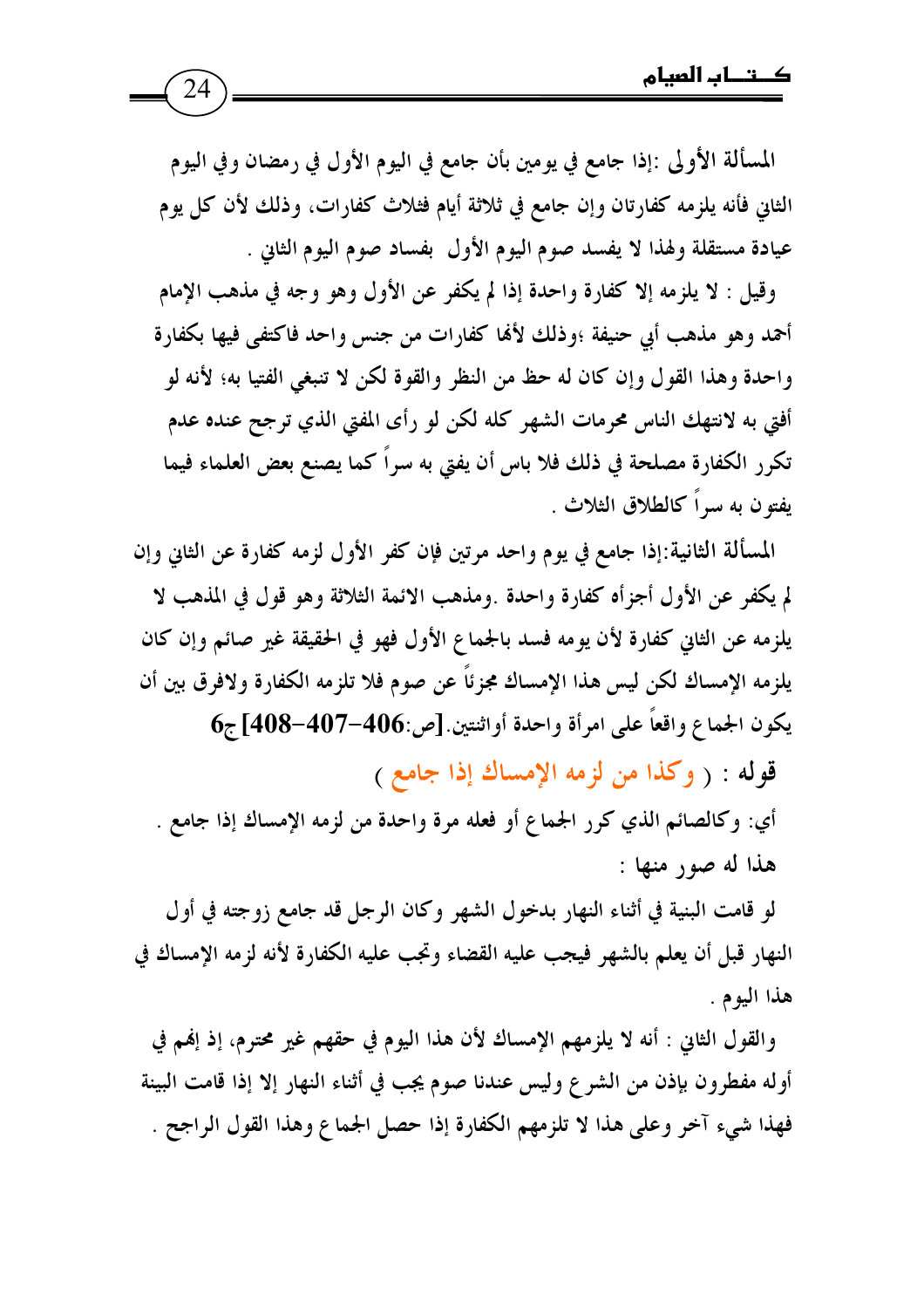المسألة الأولى :إذا جامع في يومين بأن جامع في اليوم الأول في رمضان وفي اليوم الثاني فأنه يلزمه كفارتان وإن جامع في ثلاثة أيام فثلاث كفارات، وذلك لأن كل يوم عيادة مستقلة ولهذا لا يفسد صوم اليوم الأول بفساد صوم اليوم الثاني .

وقيل : لا يلزمه إلا كفارة واحدة إذا لم يكفر عن الأول وهو وجه في مذهب الإمام أحمد وهو مذهب أبي حنيفة ؛وذلك لأنها كفارات من جنس واحد فاكتفى فيها بكفارة واحدة وهذا القول وإن كان له حظ من النظر والقوة لكن لا تنبغي الفتيا به؛ لأنه لو أفتي به لانتهك الناس محرمات الشهر كله لكن لو رأى المفتي الذي ترجح عنده عدم تكرر الكفارة مصلحة في ذلك فلا باس أن يفتي به سراً كما يصنع بعض العلماء فيما يفتون به سراً كالطلاق الثلاث .

المسألة الثانية:إذا جامع في يوم واحد مرتين فإن كفر الأول لزمه كفارة عن الثاني وإن لم يكفر عن الأول أجزأه كفارة واحدة .ومذهب الائمة الثلاثة وهو قول في المذهب لا يلزمه عن الثاني كفارة لأن يومه فسد بالجماع الأول فهو في الحقيقة غير صائم وإن كان يلزمه الإمساك لكن ليس هذا الإمساك مجزئاً عن صوم فلا تلزمه الكفارة ولافرق بين أن يكون الجماع واقعاً على امرأة واحدة أواثنتين.[ص:406-407-408]ج6

**قوله** : ( وكذا من لزمه الإمساك إذا جامع )

أي: وكالصائم الذي كرر الجماع أو فعله مرة واحدة من لزمه الإمساك إذا جامع .

هذا له صور منها :

لو قامت البنية في أثناء النهار بدخول الشهر وكان الرجل قد جامع زوجته في أول النهار قبل أن يعلم بالشهر فيجب عليه القضاء وتجب عليه الكفارة لأنه لزمه الإمساك في هذا اليوم .

والقول الثاني : أنه لا يلزمهم الإمساك لأن هذا اليوم في حقهم غير محترم، إذ إنهم في أوله مفطرون بإذن من الشرع وليس عندنا صوم يجب في أثناء النهار إلا إذا قامت البينة فهذا شيء آخر وعلى هذا لا تلزمهم الكفارة إذا حصل الجماع وهذا القول الراجح .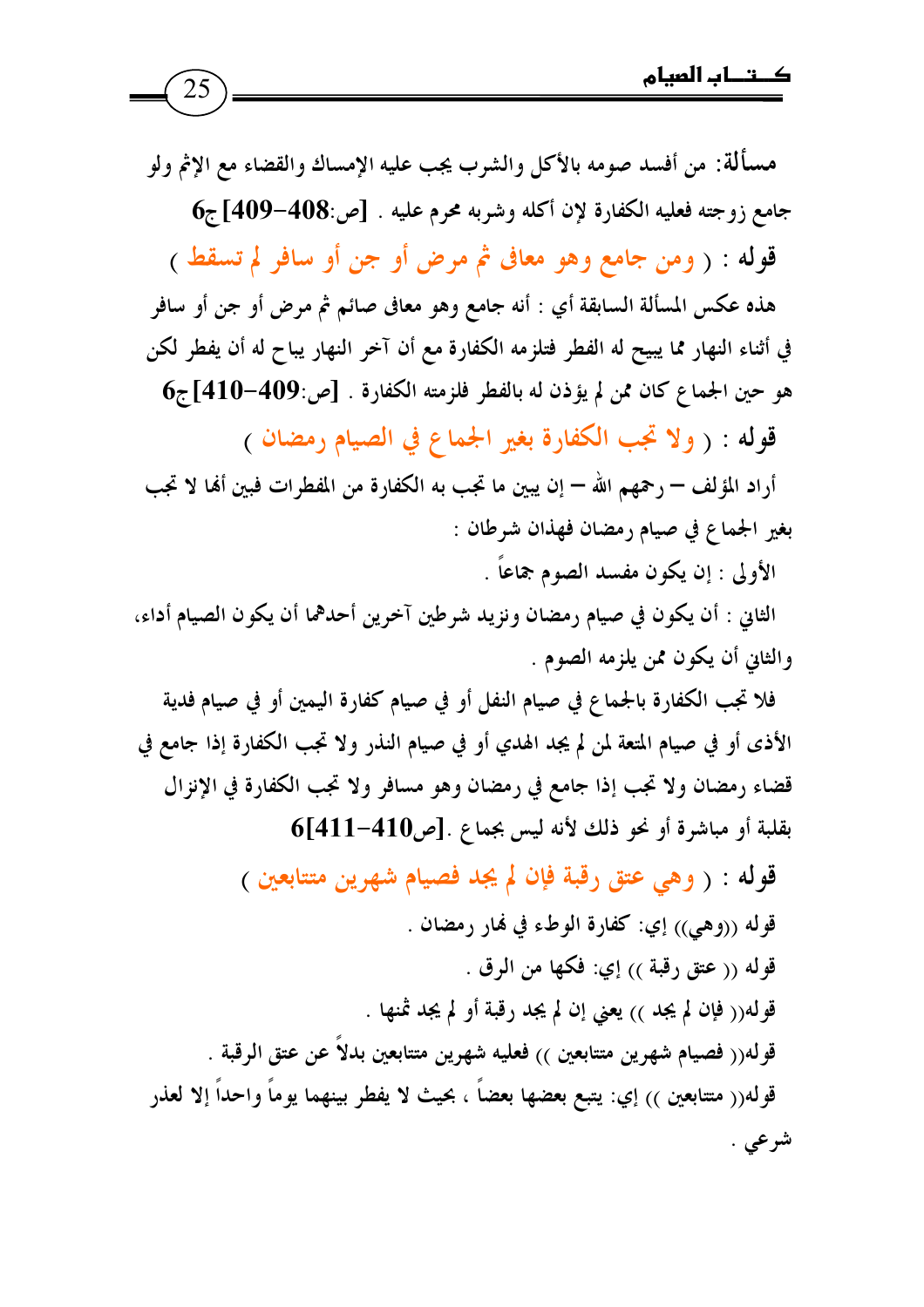**مسألة**: من أفسد صومه بالأكل والشرب يجب عليه الإمساك والقضاء مع الإثم ولو جامع زوجته فعليه الكفارة لإن أكله وشربه محرم عليه . **[ص:408-409]ج6**

**قوله** : ( ومن جامع وهو معافى ثم مرض أو جن أو سافر لم تسقط )

هذه عكس المسألة السابقة أي : أنه جامع وهو معافى صائم ثم مرض أو جن أو سافر في أثناء النهار مما يبيح له الفطر فتلزمه الكفارة مع أن آخر النهار يباح له أن يفطر لكن هو حين الجماع كان ممن لم يؤذن له بالفطر فلزمته الكفارة . **[ص:409-410]ج6**

**قوله** : ( ولا تجب الكفارة بغير الجماع في الصيام رمضان )

أراد المؤلف – رحمهم الله – إن يبين ما تجب به الكفارة من المفطرات فبين أنها لا تجب بغير الجماع في صيام رمضان فهذان شرطان :

الأولى : إن يكون مفسد الصوم جماعاً .

الثاني : أن يكون في صيام رمضان ونزيد شرطين آخرين أحدهما أن يكون الصيام أداء، والثاني أن يكون ممن يلزمه الصوم .

فلا تجب الكفارة بالجماع في صيام النفل أو في صيام كفارة اليمين أو في صيام فدية الأذى أو في صيام المتعة لمن لم يجد الهدي أو في صيام النذر ولا تجب الكفارة إذا جامع في قضاء رمضان ولا تجب إذا جامع في رمضان وهو مسافر ولا تجب الكفارة في الإنزال بقلبة أو مباشرة أو نحو ذلك لأنه ليس بجماع .**[ص410-411]6**

**قوله** : ( وهي عتق رقبة فإن لم يجد فصيام شهرين متتابعين )

قوله ((وهي)) إي: كفارة الوطء في نهار رمضان .

قوله (( عتق رقبة )) إي: فكها من الرق .

قوله(( فإن لم يجد )) يعني إن لم يجد رقبة أو لم يجد ثمنها .

قوله(( فصيام شهرين متتابعين )) فعليه شهرين متتابعين بدلاً عن عتق الرقبة .

قوله(( متتابعين )) إي: يتبع بعضها بعضاً ، بحيث لا يفطر بينهما يوماً واحداً إلا لعذر شرعي .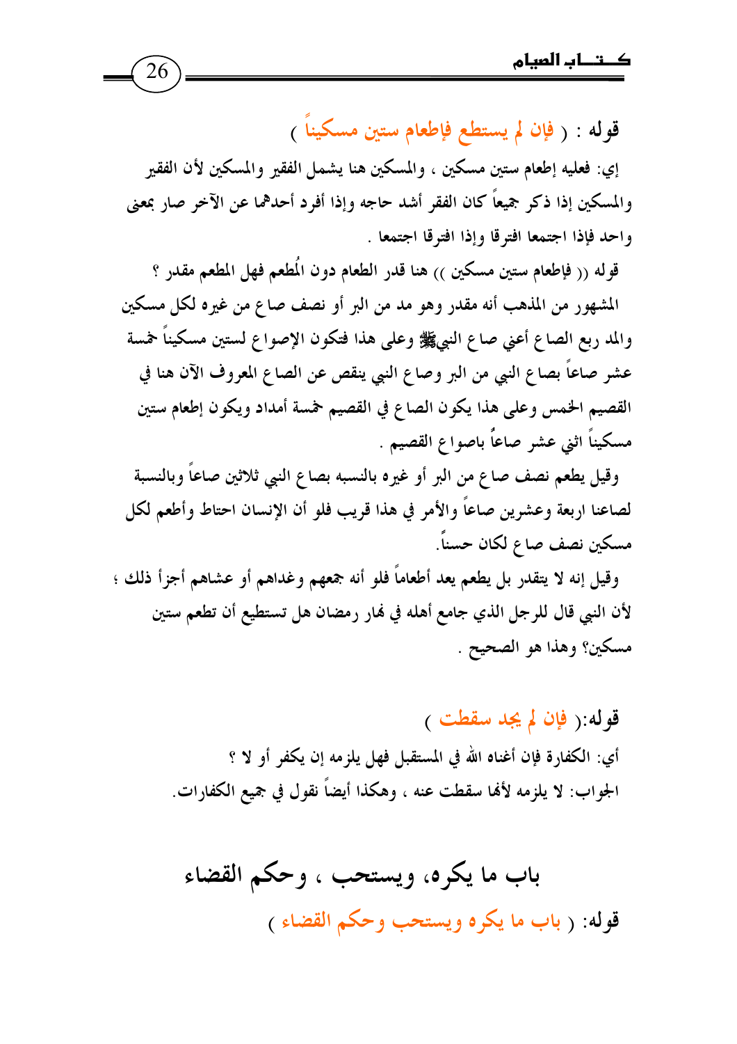قوله : ( فإن لم يستطع فإطعام ستين مسكيناً )

إي: فعليه إطعام ستين مسكين ، والمسكين هنا يشمل الفقير والمسكين لأن الفقير والمسكين إذا ذكر جميعاً كان الفقر أشد حاجه وإذا أفرد أحدهما عن الآخر صار بمعنى واحد فإذا اجتمعا افترقا وإذا افترقا اجتمعا .

قوله (( فإطعام ستين مسكين )) هنا قدر الطعام دون المُطعم فهل المطعم مقدر ؟

المشهور من المذهب أنه مقدر وهو مد من البر أو نصف صاع من غيره لكل مسكين والمد ربع الصاع أعني صاع النبيﷺ وعلى هذا فتكون الإصواع لستين مسكيناً خمسة عشر صاعاً بصاع النبي من البر وصاع النبي ينقص عن الصاع المعروف الآن هنا في القصيم الخمس وعلى هذا يكون الصاع في القصيم خمسة أمداد ويكون إطعام ستين مسكيناً اثني عشر صاعاً باصواع القصيم .

وقيل يطعم نصف صاع من البر أو غيره بالنسبه بصاع النبي ثلاثين صاعاً وبالنسبة لصاعنا اربعة وعشرين صاعاً والأمر في هذا قريب فلو أن الإنسان احتاط وأطعم لكل مسكين نصف صاع لكان حسناً.

وقيل إنه لا يتقدر بل يطعم يعد أطعاماً فلو أنه جمعهم وغداهم أو عشاهم أجزأ ذلك ؛ لأن النبي قال للرجل الذي جامع أهله في نهار رمضان هل تستطيع أن تطعم ستين مسكين؟ وهذا هو الصحيح .

قوله:( فإن لم يجد سقطت )

أي: الكفارة فإن أغناه الله في المستقبل فهل يلزمه إن يكفر أو لا ؟

الجواب: لا يلزمه لأنها سقطت عنه ، وهكذا أيضاً نقول في جميع الكفارات.

## باب ما يكره، ويستحب ، وحكم القضاء

قوله: ( باب ما يكره ويستحب وحكم القضاء )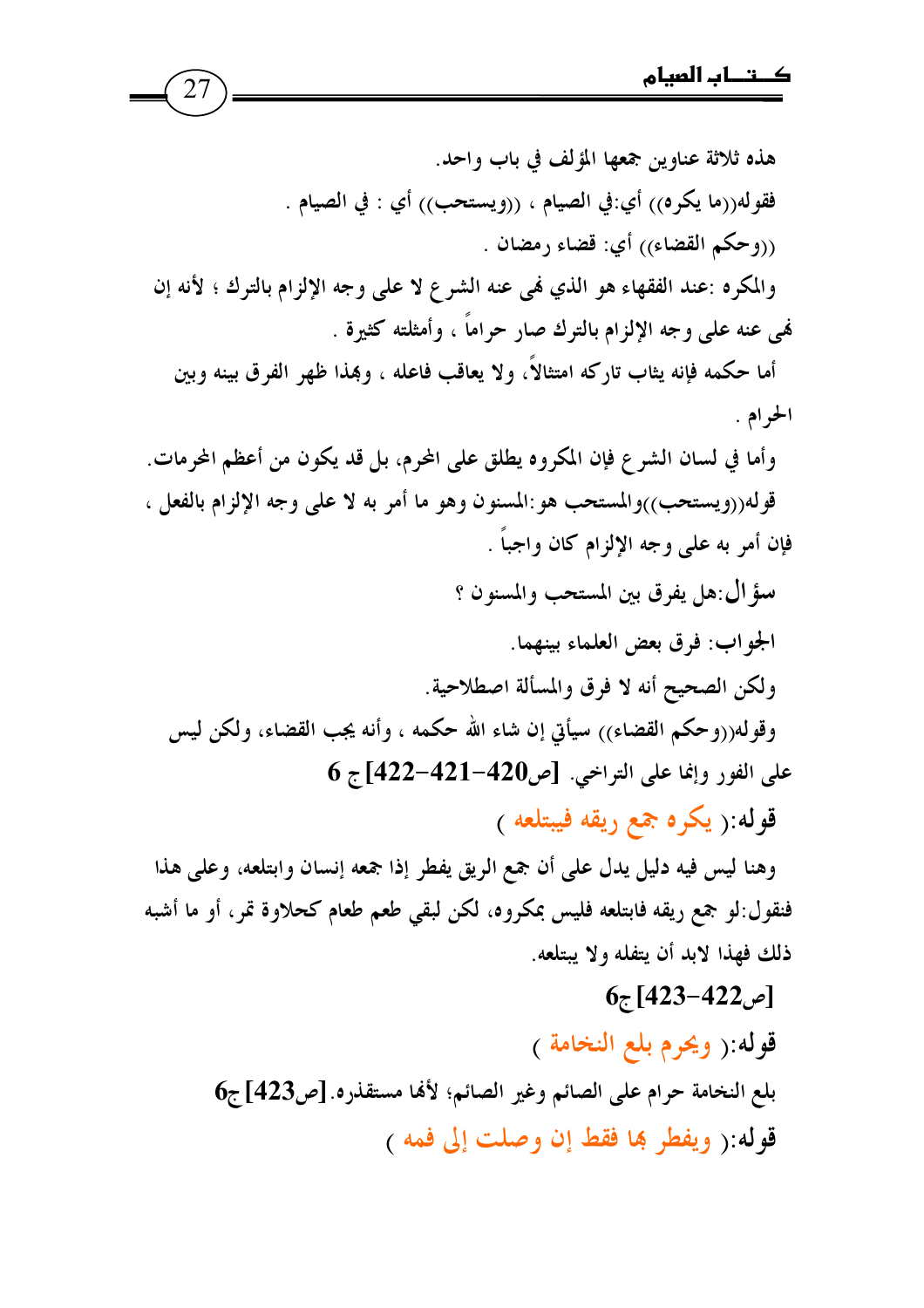هذه ثلاثة عناوين جمعها المؤلف في باب واحد.

فقوله((ما يكره)) أي:في الصيام ، ((ويستحب)) أي : في الصيام .

((وحكم القضاء)) أي: قضاء رمضان .

والمكره :عند الفقهاء هو الذي نهى عنه الشرع لا على وجه الإلزام بالترك ؛ لأنه إن نهى عنه على وجه الإلزام بالترك صار حراماً ، وأمثلته كثيرة .

أما حكمه فإنه يثاب تاركه امتثالاً، ولا يعاقب فاعله ، وبهذا ظهر الفرق بينه وبين الحرام .

وأما في لسان الشرع فإن المكروه يطلق على المحرم، بل قد يكون من أعظم المحرمات.

قوله((ويستحب))والمستحب هو:المسنون وهو ما أمر به لا على وجه الإلزام بالفعل ، فإن أمر به على وجه الإلزام كان واجباً .

**سؤال**:هل يفرق بين المستحب والمسنون ؟

**الجواب**: فرق بعض العلماء بينهما.

ولكن الصحيح أنه لا فرق والمسألة اصطلاحية.

وقوله((وحكم القضاء)) سيأتي إن شاء الله حكمه ، وأنه يجب القضاء، ولكن ليس على الفور وإنما على التراخي. **[ص420-421-422] ج 6**

**قوله**:( يكره جمع ريقه فيبتلعه )

وهنا ليس فيه دليل يدل على أن جمع الريق يفطر إذا جمعه إنسان وابتلعه، وعلى هذا فنقول:لو جمع ريقه فابتلعه فليس بمكروه، لكن لبقي طعم طعام كحلاوة تمر، أو ما أشبه ذلك فهذا لابد أن يتفله ولا يبتلعه.

**[ص422-423]ج6**

**قوله**:( ويحرم بلع النخامة )

بلع النخامة حرام على الصائم وغير الصائم؛ لأنها مستقذره. **[ص423]ج6**

**قوله**:( ويفطر بها فقط إن وصلت إلى فمه )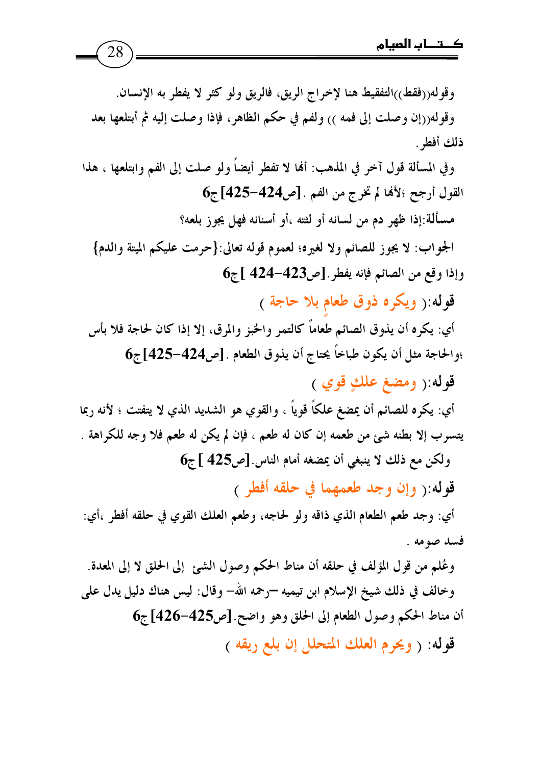وقوله((فقط))التفقيط هنا لإخراج الريق، فالريق ولو كثر لا يفطر به الإنسان.

وقوله((إن وصلت إلى فمه )) ولفم في حكم الظاهر، فإذا وصلت إليه ثم أبتلعها بعد ذلك أفطر.

وفي المسألة قول آخر في المذهب: أنها لا تفطر أيضاً ولو صلت إلى الفم وابتلعها ، هذا القول أرجح ؛لأنها لم تخرج من الفم .[ص424-425]ج6

مسألة:إذا ظهر دم من لسانه أو لثته ،أو أسنانه فهل يجوز بلعه؟

الجواب: لا يجوز للصائم ولا لغيره؛ لعموم قوله تعالى:{حرمت عليكم الميتة والدم} وإذا وقع من الصائم فإنه يفطر.[ص423-424 ]ج6

**قوله:( ويكره ذوق طعامٍ بلا حاجة )**

أي: يكره أن يذوق الصائم طعاماً كالتمر والخبز والمرق، إلا إذا كان لحاجة فلا بأس ؛والحاجة مثل أن يكون طباخاً يحتاج أن يذوق الطعام .[ص424-425]ج6

**قوله:( ومضغ علكٍ قوي )**

أي: يكره للصائم أن يمضغ علكاً قوياً ، والقوي هو الشديد الذي لا يتفتت ؛ لأنه ربما يتسرب إلا بطنه شيء من طعمه إن كان له طعم ، فإن لم يكن له طعم فلا وجه للكراهة . ولكن مع ذلك لا ينبغي أن يمضغه أمام الناس.[ص425 ]ج6

**قوله:( وإن وجد طعمهما في حلقه أفطر )**

أي: وجد طعم الطعام الذي ذاقه ولو لحاجه، وطعم العلك القوي في حلقه أفطر ،أي: فسد صومه .

وعُلم من قول المؤلف في حلقه أن مناط الحكم وصول الشئ إلى الحلق لا إلى المعدة. وخالف في ذلك شيخ الإسلام ابن تيميه –رحمه الله– وقال: ليس هناك دليل يدل على أن مناط الحكم وصول الطعام إلى الحلق وهو واضح.[ص425-426]ج6

**قوله: ( ويحرم العلك المتحلل إن بلع ريقه )**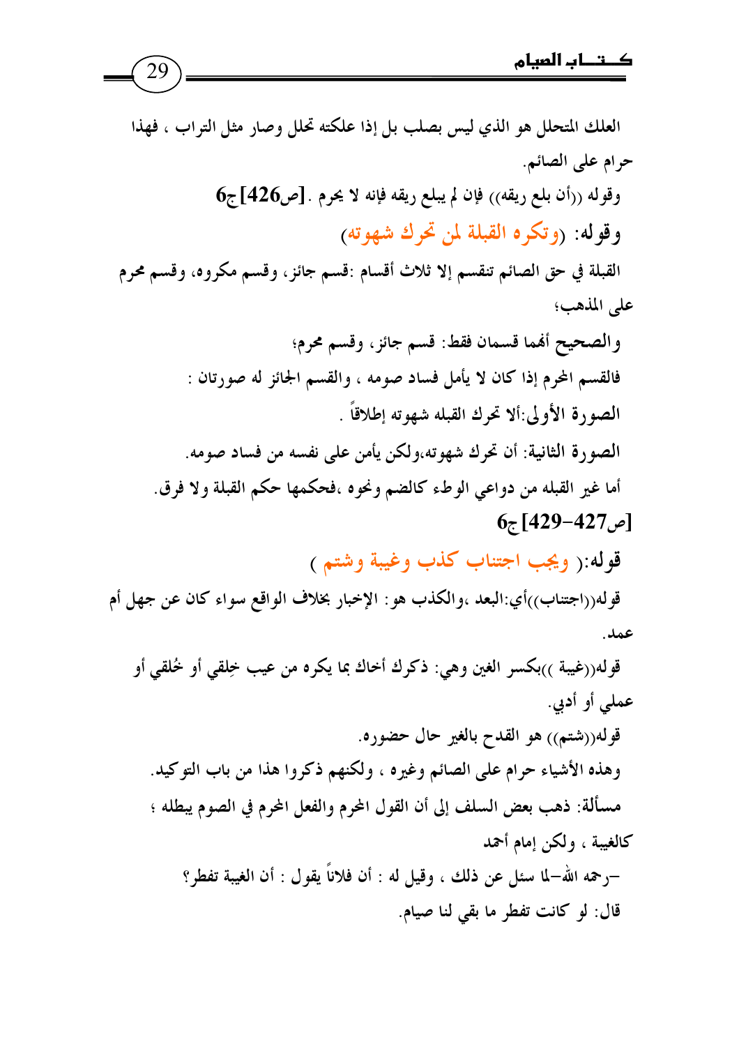العلك المتحلل هو الذي ليس بصلب بل إذا علكته تحلل وصار مثل التراب ، فهذا حرام على الصائم.

وقوله ((أن بلع ريقه)) فإن لم يبلع ريقه فإنه لا يحرم . [ص426]ج6

وقوله: (**وتكره القبلة لمن تحرك شهوته**)

القبلة في حق الصائم تنقسم إلا ثلاث أقسام :قسم جائز، وقسم مكروه، وقسم محرم على المذهب؛

والصحيح أنهما قسمان فقط: قسم جائز، وقسم محرم؛

فالقسم المحرم إذا كان لا يأمل فساد صومه ، والقسم الجائز له صورتان :

الصورة الأولى:ألا تحرك القبله شهوته إطلاقاً .

الصورة الثانية: أن تحرك شهوته،ولكن يأمن على نفسه من فساد صومه.

أما غير القبله من دواعي الوطء كالضم ونحوه ،فحكمها حكم القبلة ولا فرق.

[ص427-429]ج6

قوله:( **ويجب اجتناب كذب وغيبة وشتم** )

قوله((اجتناب))أي:البعد ،والكذب هو : الإخبار بخلاف الواقع سواء كان عن جهل أم عمد.

قوله((غيبة ))بكسر الغين وهي: ذكرك أخاك بما يكره من عيب خِلقي أو خُلقي أو عملي أو أدبي.

قوله((شتم)) هو القدح بالغير حال حضوره.

وهذه الأشياء حرام على الصائم وغيره ، ولكنهم ذكروا هذا من باب التوكيد.

مسألة: ذهب بعض السلف إلى أن القول المحرم والفعل المحرم في الصوم يبطله ؛ كالغيبة ، ولكن إمام أحمد

–رحمه الله–لما سئل عن ذلك ، وقيل له : أن فلاناً يقول : أن الغيبة تفطر؟

قال: لو كانت تفطر ما بقي لنا صيام.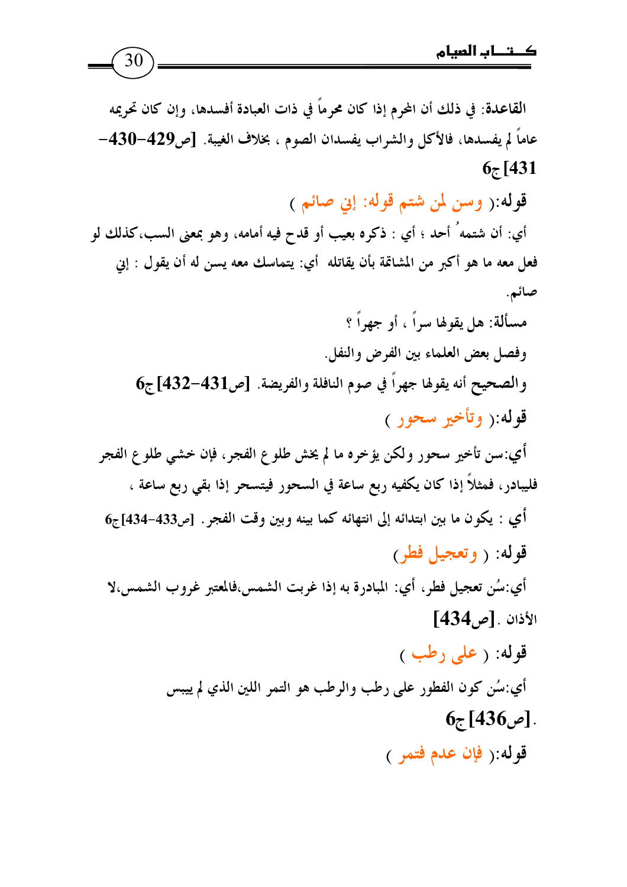القاعدة: في ذلك أن المحرم إذا كان محرماً في ذات العبادة أفسدها، وإن كان تحريمه عاماً لم يفسدها، فالأكل والشراب يفسدان الصوم ، بخلاف الغيبة. **[ص429-430-431]ج6**

**قوله:**( وسن لمن شتم قوله: إني صائم )

أي: أن شتمهُ أحد ؛ أي : ذكره بعيب أو قدح فيه أمامه، وهو بمعنى السب،كذلك لو فعل معه ما هو أكبر من المشاتمة بأن يقاتله أي: يتماسك معه يسن له أن يقول : إني صائم.

مسألة: هل يقولها سراً ، أو جهراً ؟

وفصل بعض العلماء بين الفرض والنفل.

والصحيح أنه يقولها جهراً في صوم النافلة والفريضة. **[ص431-432]ج6**

**قوله:**( وتأخير سحور )

أي:سن تأخير سحور ولكن يؤخره ما لم يخش طلوع الفجر، فإن خشي طلوع الفجر فليبادر، فمثلاً إذا كان يكفيه ربع ساعة في السحور فيتسحر إذا بقي ربع ساعة ،

أي : يكون ما بين ابتدائه إلى انتهائه كما بينه وبين وقت الفجر. [ص433-434]ج6

**قوله:** ( وتعجيل فطر)

أي:سُن تعجيل فطر، أي: المبادرة به إذا غربت الشمس،فالمعتبر غروب الشمس،لا الأذان . **[ص434]**

**قوله:** ( على رطب )

أي:سُن كون الفطور على رطب والرطب هو التمر اللين الذي لم ييبس . **[ص436]ج6**

**قوله:**( فإن عدم فتمر )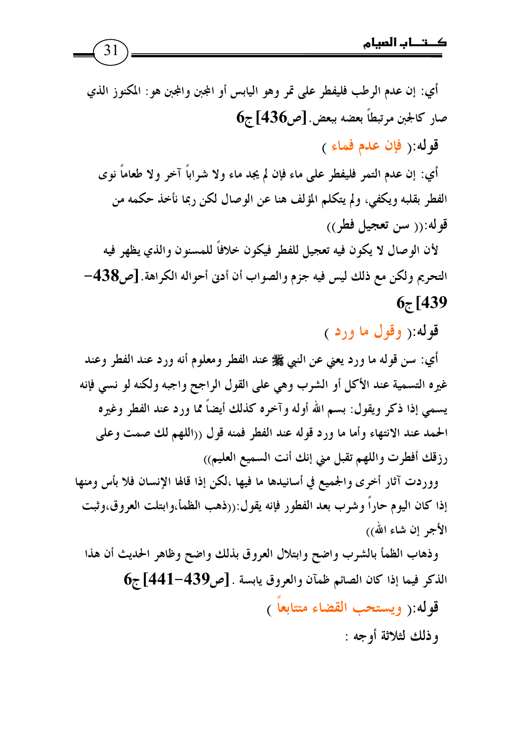أي: إن عدم الرطب فليفطر على تمر وهو اليابس أو المجبن والمجبن هو: المكنوز الذي صار كالجبن مرتبطاً بعضه ببعض. **[ص436] ج6**

**قوله:(** فإن عدم فماء **)**

أي: إن عدم التمر فليفطر على ماء فإن لم يجد ماء ولا شراباً آخر ولا طعاماً نوى الفطر بقلبه ويكفي، ولم يتكلم المؤلف هنا عن الوصال لكن ربما نأخذ حكمه من

**قوله:((** سن تعجيل فطر**))**

لأن الوصال لا يكون فيه تعجيل للفطر فيكون خلافاً للمسنون والذي يظهر فيه التحريم ولكن مع ذلك ليس فيه جزم والصواب أن أدنى أحواله الكراهة. **[ص438-439] ج6**

**قوله:(** وقول ما ورد **)**

أي: سن قوله ما ورد يعني عن النبي ﷺ عند الفطر ومعلوم أنه ورد عند الفطر وعند غيره التسمية عند الأكل أو الشرب وهي على القول الراجح واجبه ولكنه لو نسي فإنه يسمي إذا ذكر ويقول: بسم الله أوله وآخره كذلك أيضاً مما ورد عند الفطر وغيره الحمد عند الانتهاء وأما ما ورد قوله عند الفطر فمنه قول ((اللهم لك صمت وعلى رزقك أفطرت واللهم تقبل مني إنك أنت السميع العليم))

ووردت آثار أخرى والجميع في أسانيدها ما فيها ،لكن إذا قالها الإنسان فلا بأس ومنها إذا كان اليوم حاراً وشرب بعد الفطور فإنه يقول:((ذهب الظمأ،وابتلت العروق،وثبت الأجر إن شاء الله))

وذهاب الظمأ بالشرب واضح وابتلال العروق بذلك واضح وظاهر الحديث أن هذا الذكر فيما إذا كان الصائم ظمآن والعروق يابسة . **[ص439-441] ج6**

**قوله:(** ويستحب القضاء متتابعاً **)**

وذلك لثلاثة أوجه :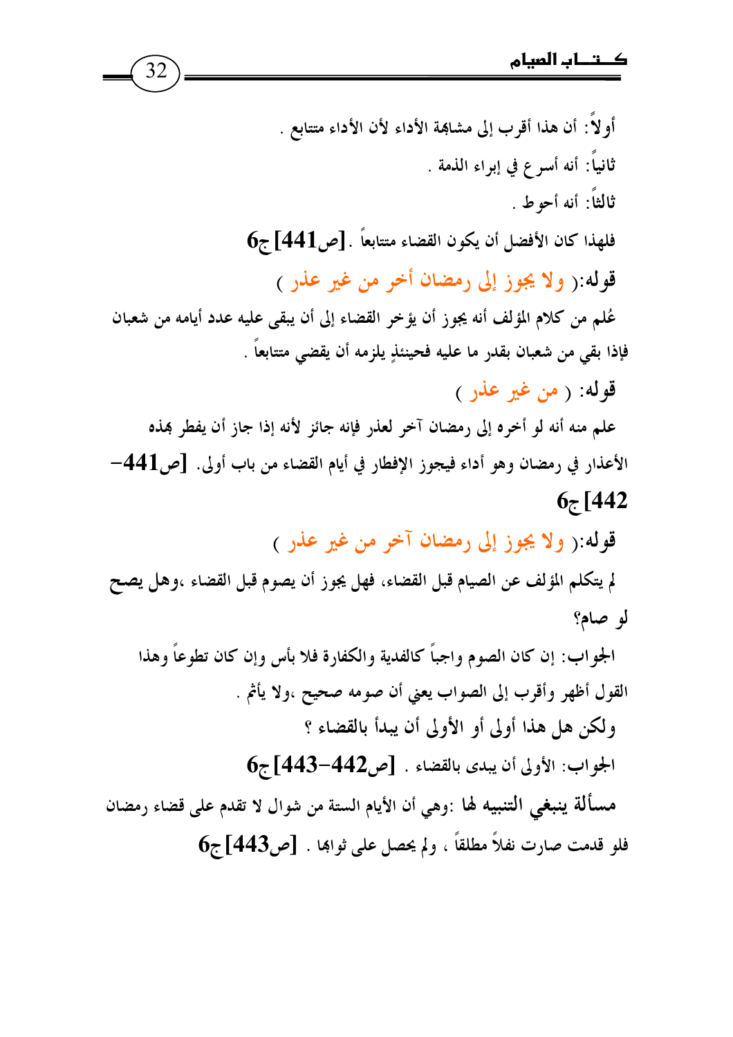أولاً: أن هذا أقرب إلى مشابهة الأداء لأن الأداء متتابع .

ثانياً: أنه أسرع في إبراء الذمة .

ثالثاً: أنه أحوط .

فلهذا كان الأفضل أن يكون القضاء متتابعاً . **[ص441] ج6**

**قوله:( ولا يجوز إلى رمضان أخر من غير عذر )**

عُلم من كلام المؤلف أنه يجوز أن يؤخر القضاء إلى أن يبقى عليه عدد أيامه من شعبان فإذا بقي من شعبان بقدر ما عليه فحينئذٍ يلزمه أن يقضي متتابعاً .

**قوله: ( من غير عذر )**

علم منه أنه لو أخره إلى رمضان آخر لعذر فإنه جائز لأنه إذا جاز أن يفطر بهذه الأعذار في رمضان وهو أداء فيجوز الإفطار في أيام القضاء من باب أولى. **[ص441-442] ج6**

**قوله:( ولا يجوز إلى رمضان آخر من غير عذر )**

لم يتكلم المؤلف عن الصيام قبل القضاء، فهل يجوز أن يصوم قبل القضاء ،وهل يصح لو صام؟

الجواب: إن كان الصوم واجباً كالفدية والكفارة فلا بأس وإن كان تطوعاً وهذا القول أظهر وأقرب إلى الصواب يعني أن صومه صحيح ،ولا يأثم .

ولكن هل هذا أولى أو الأولى أن يبدأ بالقضاء ؟

الجواب: الأولى أن يبدى بالقضاء . **[ص442-443] ج6**

**مسألة ينبغي التنبيه لها** :وهي أن الأيام الستة من شوال لا تقدم على قضاء رمضان فلو قدمت صارت نفلاً مطلقاً ، ولم يحصل على ثوابها . **[ص443] ج6**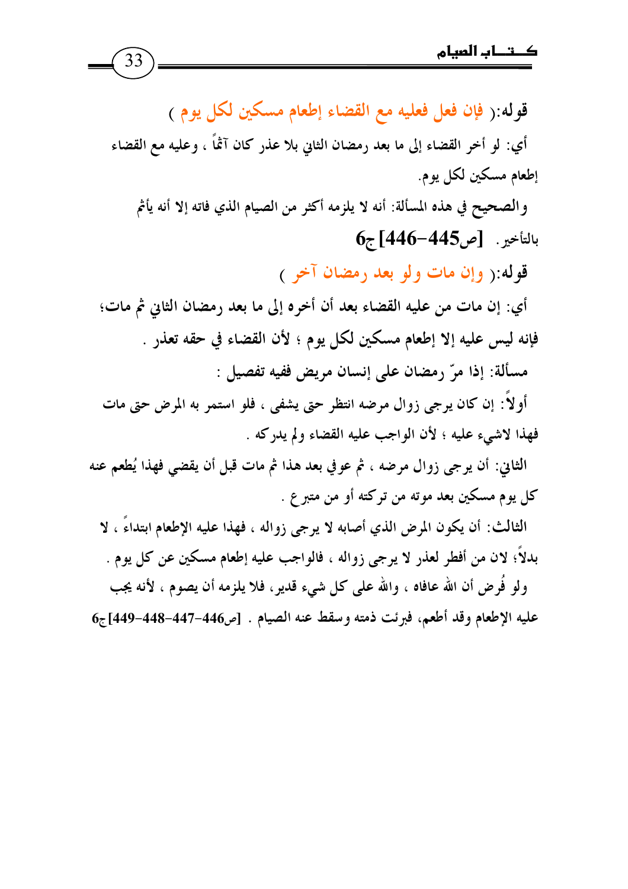**قوله:**( فإن فعل فعليه مع القضاء إطعام مسكين لكل يوم )

أي: لو أخر القضاء إلى ما بعد رمضان الثاني بلا عذر كان آثماً ، وعليه مع القضاء إطعام مسكين لكل يوم.

والصحيح في هذه المسألة: أنه لا يلزمه أكثر من الصيام الذي فاته إلا أنه يأثم بالتأخير. [ص445-446]ج6

**قوله:**( وإن مات ولو بعد رمضان آخر )

أي: إن مات من عليه القضاء بعد أن أخره إلى ما بعد رمضان الثاني ثم مات؛ فإنه ليس عليه إلا إطعام مسكين لكل يوم ؛ لأن القضاء في حقه تعذر .

مسألة: إذا مرّ رمضان على إنسان مريض ففيه تفصيل :

أولاً: إن كان يرجى زوال مرضه انتظر حتى يشفى ، فلو استمر به المرض حتى مات فهذا لاشيء عليه ؛ لأن الواجب عليه القضاء ولم يدركه .

الثاني: أن يرجى زوال مرضه ، ثم عوفي بعد هذا ثم مات قبل أن يقضي فهذا يُطعم عنه كل يوم مسكين بعد موته من تركته أو من متبرع .

الثالث: أن يكون المرض الذي أصابه لا يرجى زواله ، فهذا عليه الإطعام ابتداءً ، لا بدلاً؛ لان من أفطر لعذر لا يرجى زواله ، فالواجب عليه إطعام مسكين عن كل يوم . ولو فُرض أن الله عافاه ، والله على كل شيء قدير، فلا يلزمه أن يصوم ، لأنه يجب عليه الإطعام وقد أطعم، فبرئت ذمته وسقط عنه الصيام . [ص446-447-448-449]ج6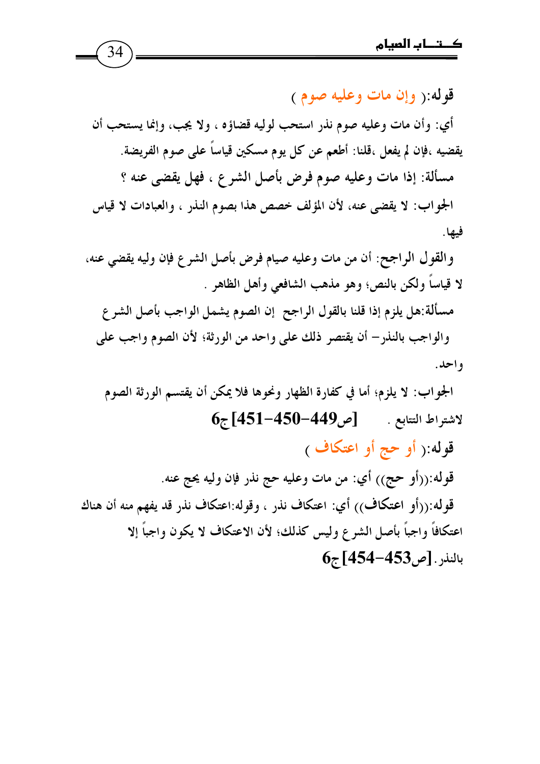**قوله:(** وإن مات وعليه صوم **)**

أي: وأن مات وعليه صوم نذر استحب لوليه قضاؤه ، ولا يجب، وإنما يستحب أن يقضيه ،فإن لم يفعل ،قلنا: أطعم عن كل يوم مسكين قياساً على صوم الفريضة.

مسألة: إذا مات وعليه صوم فرض بأصل الشرع ، فهل يقضى عنه ؟

الجواب: لا يقضى عنه، لأن المؤلف خصص هذا بصوم النذر ، والعبادات لا قياس فيها.

والقول الراجح: أن من مات وعليه صيام فرض بأصل الشرع فإن وليه يقضي عنه، لا قياساً ولكن بالنص؛ وهو مذهب الشافعي وأهل الظاهر .

مسألة:هل يلزم إذا قلنا بالقول الراجح إن الصوم يشمل الواجب بأصل الشرع والواجب بالنذر– أن يقتصر ذلك على واحد من الورثة؛ لأن الصوم واجب على واحد.

الجواب: لا يلزم؛ أما في كفارة الظهار ونحوها فلا يمكن أن يقتسم الورثة الصوم لاشتراط التتابع . [ص449-450-451]ج6

**قوله:(** أو حج أو اعتكاف **)**

قوله:((أو حج)) أي: من مات وعليه حج نذر فإن وليه يحج عنه.

قوله:((أو اعتكاف)) أي: اعتكاف نذر ، وقوله:اعتكاف نذر قد يفهم منه أن هناك اعتكافاً واجباً بأصل الشرع وليس كذلك؛ لأن الاعتكاف لا يكون واجباً إلا بالنذر. [ص453-454]ج6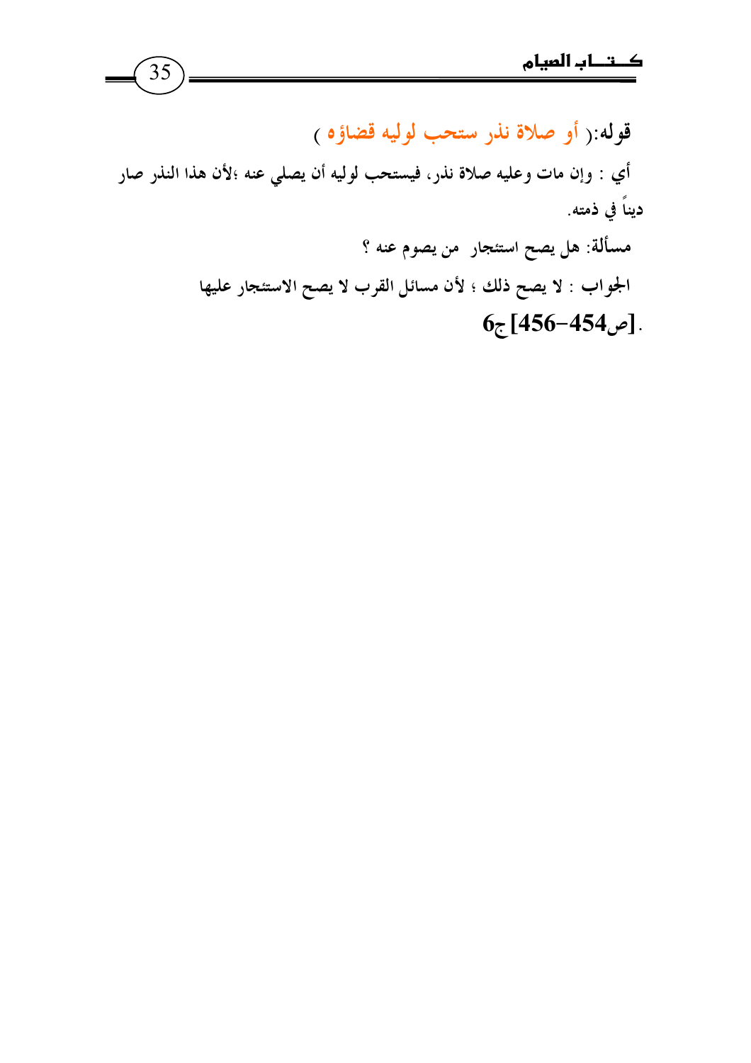**قوله:**( أو صلاة نذر ستحب لوليه قضاؤه )

أي : وإن مات وعليه صلاة نذر، فيستحب لوليه أن يصلي عنه ؛لأن هذا النذر صار ديناً في ذمته.

**مسألة:** هل يصح استئجار من يصوم عنه ؟

**الجواب** : لا يصح ذلك ؛ لأن مسائل القرب لا يصح الاستئجار عليها .[ص454-456] ج6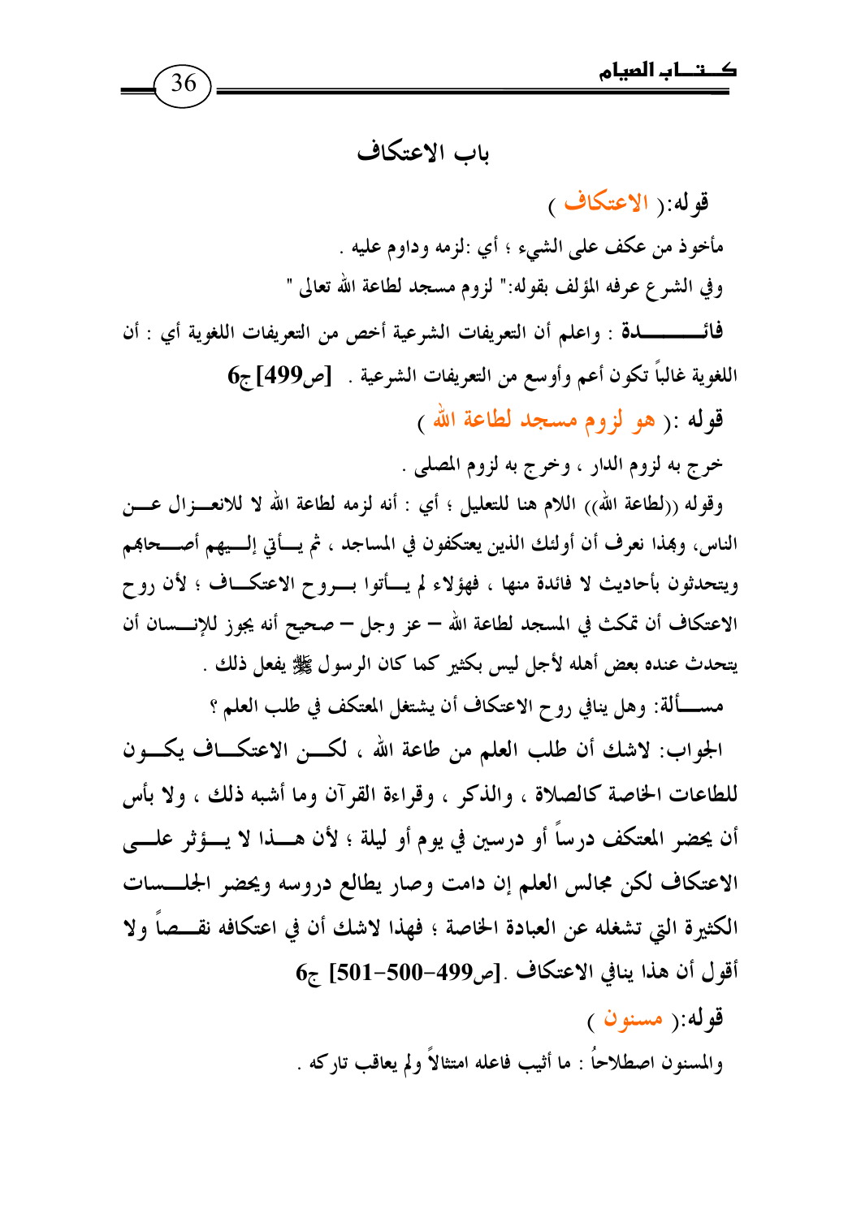## باب الاعتكاف

قوله:( **الاعتكاف** )

مأخوذ من عكف على الشيء ؛ أي :لزمه وداوم عليه .

وفي الشرع عرفه المؤلف بقوله:" لزوم مسجد لطاعة الله تعالى "

**فائـــــــــدة** : واعلم أن التعريفات الشرعية أخص من التعريفات اللغوية أي : أن اللغوية غالباً تكون أعم وأوسع من التعريفات الشرعية . **[ص499] ج6**

**قوله** :( **هو لزوم مسجد لطاعة الله** )

خرج به لزوم الدار ، وخرج به لزوم المصلى .

وقوله ((لطاعة الله)) اللام هنا للتعليل ؛ أي : أنه لزمه لطاعة الله لا للانعـــزال عـــن الناس، وبهذا نعرف أن أولئك الذين يعتكفون في المساجد ، ثم يـــأتي إلـــيهم أصـــحابهم ويتحدثون بأحاديث لا فائدة منها ، فهؤلاء لم يـــأتوا بـــروح الاعتكـــاف ؛ لأن روح الاعتكاف أن تمكث في المسجد لطاعة الله – عز وجل – صحيح أنه يجوز للإنـــسان أن يتحدث عنده بعض أهله لأجل ليس بكثير كما كان الرسول ﷺ يفعل ذلك .

مســـألة: وهل ينافي روح الاعتكاف أن يشتغل المعتكف في طلب العلم ؟

الجواب: لاشك أن طلب العلم من طاعة الله ، لكـــن الاعتكـــاف يكـــون للطاعات الخاصة كالصلاة ، والذكر ، وقراءة القرآن وما أشبه ذلك ، ولا بأس أن يحضر المعتكف درساً أو درسين في يوم أو ليلة ؛ لأن هـــذا لا يـــؤثر علـــى الاعتكاف لكن مجالس العلم إن دامت وصار يطالع دروسه ويحضر الجلـــسات الكثيرة التي تشغله عن العبادة الخاصة ؛ فهذا لاشك أن في اعتكافه نقـــصاً ولا أقول أن هذا ينافي الاعتكاف .**[ص499-500-501] ج6**

قوله:( **مسنون** )

والمسنون اصطلاحاً : ما أثيب فاعله امتثالاً ولم يعاقب تاركه .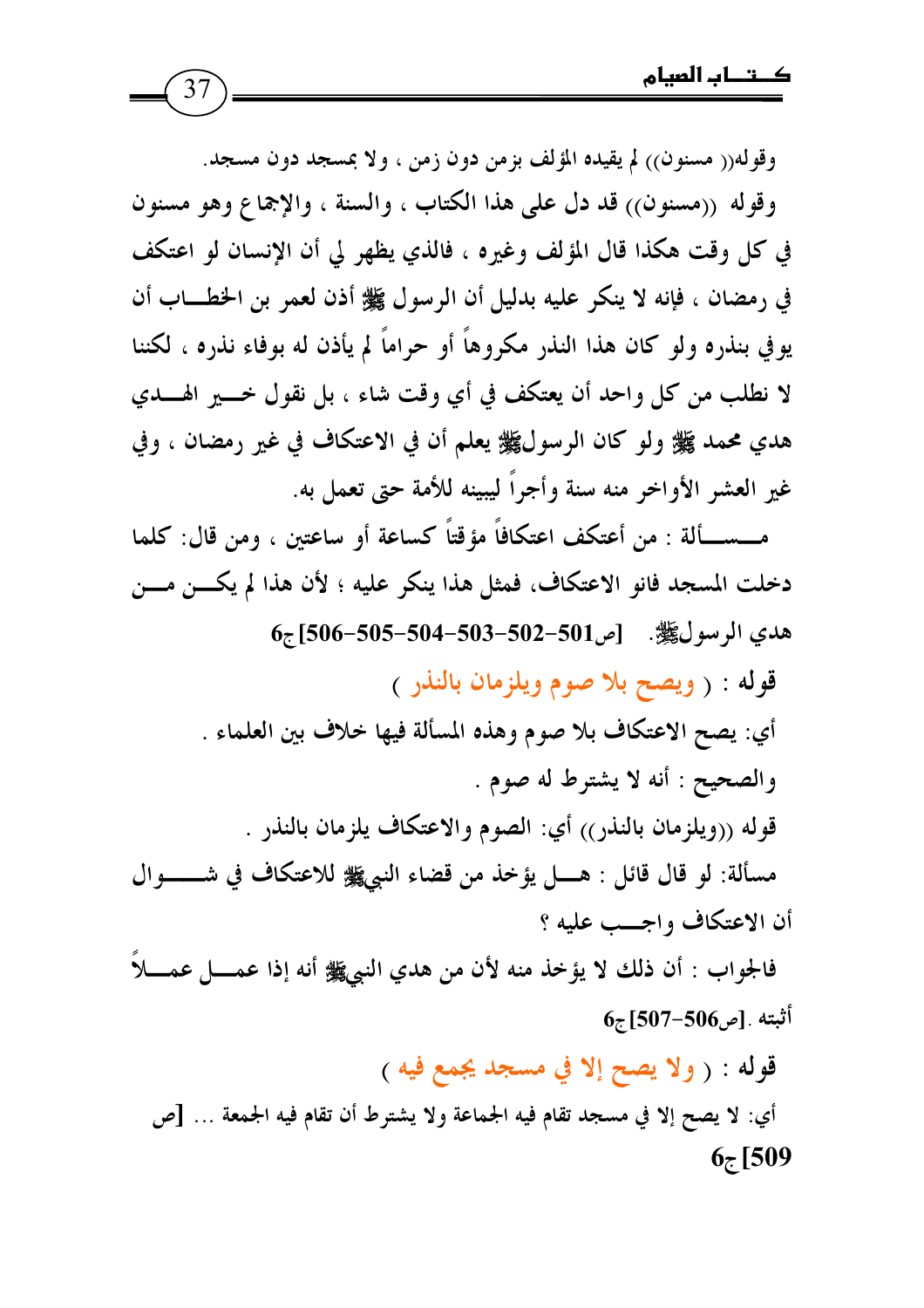وقوله(( مسنون)) لم يقيده المؤلف بزمن دون زمن ، ولا بمسجد دون مسجد.

وقوله ((مسنون)) قد دل على هذا الكتاب ، والسنة ، والإجماع وهو مسنون في كل وقت هكذا قال المؤلف وغيره ، فالذي يظهر لي أن الإنسان لو اعتكف في رمضان ، فإنه لا ينكر عليه بدليل أن الرسول ﷺ أذن لعمر بن الخطـاب أن يوفي بنذره ولو كان هذا النذر مكروهاً أو حراماً لم يأذن له بوفاء نذره ، لكننا لا نطلب من كل واحد أن يعتكف في أي وقت شاء ، بل نقول خـير الهـدي هدي محمد ﷺ ولو كان الرسول ﷺ يعلم أن في الاعتكاف في غير رمضان ، وفي غير العشر الأواخر منه سنة وأجراً ليبينه للأمة حتى تعمل به.

مـسـألة : من أعتكف اعتكافاً مؤقتاً كساعة أو ساعتين ، ومن قال: كلما دخلت المسجد فانو الاعتكاف، فمثل هذا ينكر عليه ؛ لأن هذا لم يكـن مـن هدي الرسول ﷺ. [ص501-502-503-504-505-506] ج6

قوله : ( ويصح بلا صوم ويلزمان بالنذر )

أي: يصح الاعتكاف بلا صوم وهذه المسألة فيها خلاف بين العلماء .

والصحيح : أنه لا يشترط له صوم .

قوله ((ويلزمان بالنذر)) أي: الصوم والاعتكاف يلزماى بالنذر .

مسألة: لو قال قائل : هـل يؤخذ من قضاء النبي ﷺ للاعتكاف في شـوال أن الاعتكاف واجـب عليه ؟

فالجواب : أن ذلك لا يؤخذ منه لأن من هدي النبي ﷺ أنه إذا عمـل عمـلاً أثبته .[ص506-507] ج6

قوله : ( ولا يصح إلا في مسجد يجمع فيه )

أي: لا يصح إلا في مسجد تقام فيه الجماعة ولا يشترط أن تقام فيه الجمعة ... [ص 509] ج6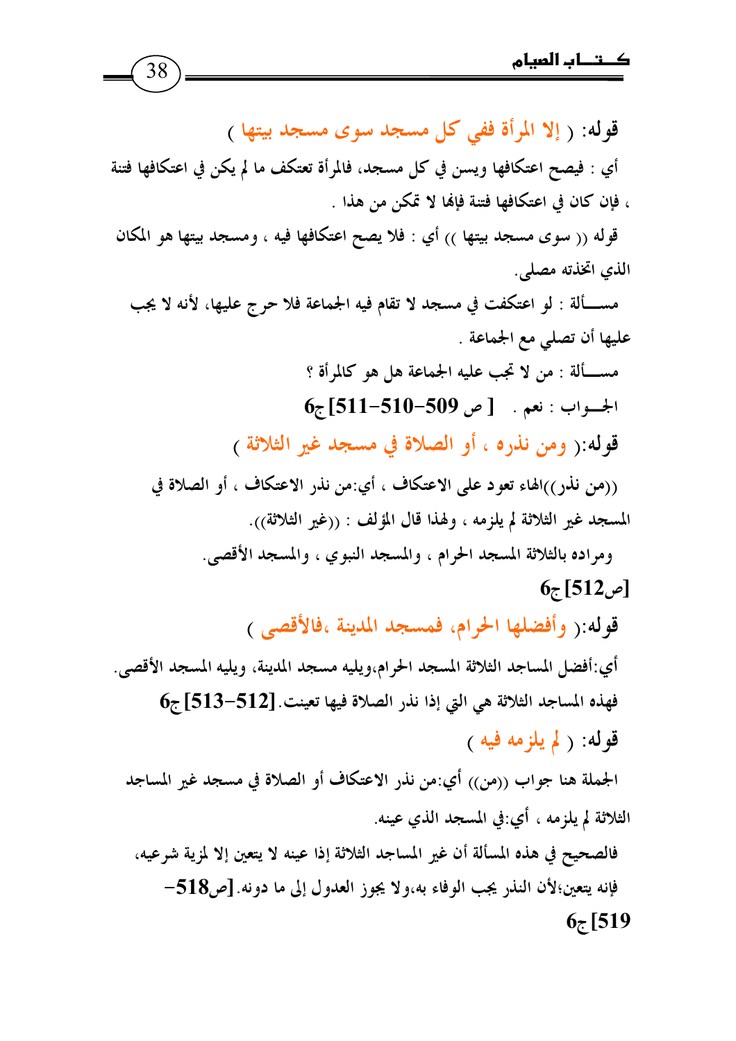**قوله:** ( إلا المرأة ففي كل مسجد سوى مسجد بيتها )

أي : فيصح اعتكافها ويسن في كل مسجد، فالمرأة تعتكف ما لم يكن في اعتكافها فتنة ، فإن كان في اعتكافها فتنة فإنها لا تمكن من هذا .

قوله (( سوى مسجد بيتها )) أي : فلا يصح اعتكافها فيه ، ومسجد بيتها هو المكان الذي اتخذته مصلى.

مســألة : لو اعتكفت في مسجد لا تقام فيه الجماعة فلا حرج عليها، لأنه لا يجب عليها أن تصلي مع الجماعة .

مســألة : من لا تجب عليه الجماعة هل هو كالمرأة ؟

الجــواب : نعم . **[ ص 509-510-511] ج6**

**قوله:** ( ومن نذره ، أو الصلاة في مسجد غير الثلاثة )

((من نذر))الهاء تعود على الاعتكاف ، أي:من نذر الاعتكاف ، أو الصلاة في المسجد غير الثلاثة لم يلزمه ، ولهذا قال المؤلف : ((غير الثلاثة)).

ومراده بالثلاثة المسجد الحرام ، والمسجد النبوي ، والمسجد الأقصى.

**[ص512] ج6**

**قوله:** ( وأفضلها الحرام، فمسجد المدينة ،فالأقصى )

أي:أفضل المساجد الثلاثة المسجد الحرام،ويليه مسجد المدينة، ويليه المسجد الأقصى.

فهذه المساجد الثلاثة هي التي إذا نذر الصلاة فيها تعينت. **[512-513] ج6**

**قوله:** ( لم يلزمه فيه )

الجملة هنا جواب ((من)) أي:من نذر الاعتكاف أو الصلاة في مسجد غير المساجد الثلاثة لم يلزمه ، أي:في المسجد الذي عينه.

فالصحيح في هذه المسألة أن غير المساجد الثلاثة إذا عينه لا يتعين إلا لمزية شرعيه، فإنه يتعين؛لأن النذر يجب الوفاء به،ولا يجوز العدول إلى ما دونه. **[ص518-519] ج6**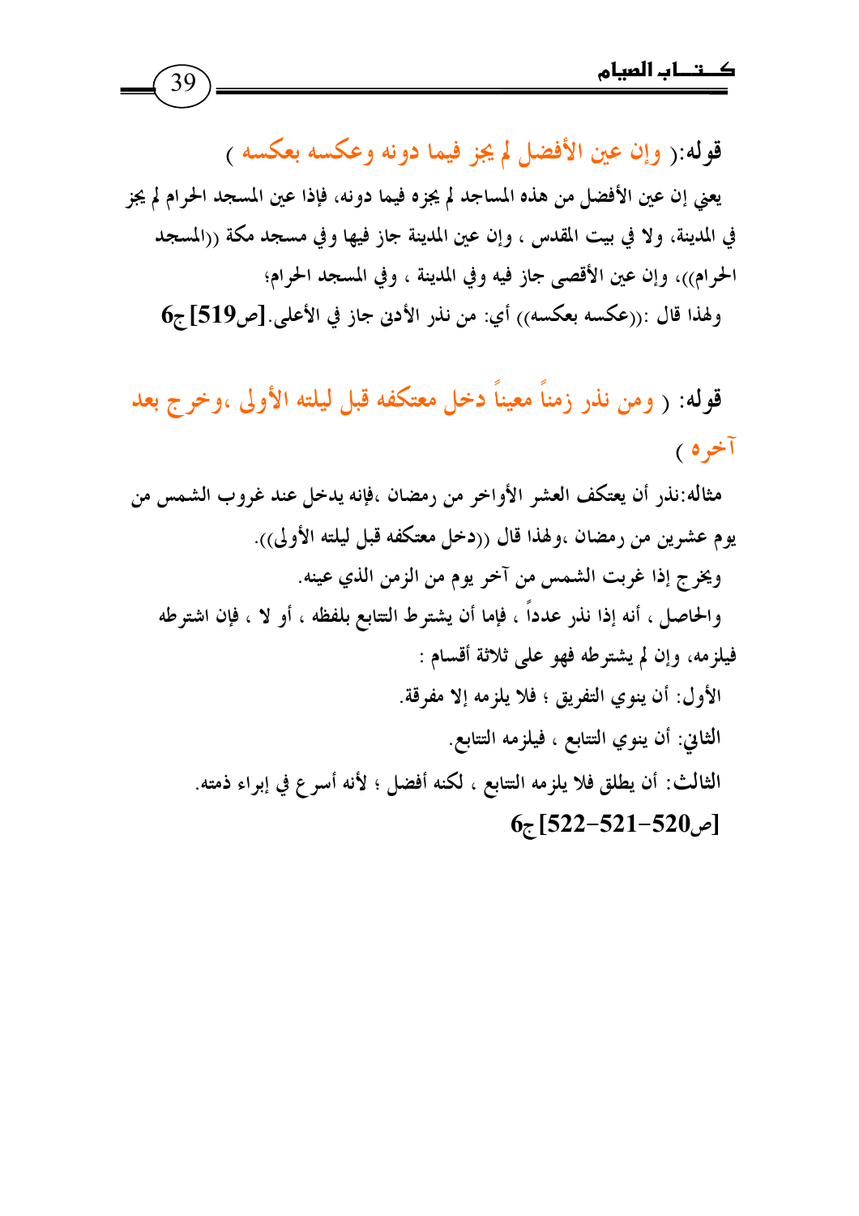**قوله:**( وإن عين الأفضل لم يجز فيما دونه وعكسه بعكسه )

يعني إن عين الأفضل من هذه المساجد لم يجزه فيما دونه، فإذا عين المسجد الحرام لم يجز في المدينة، ولا في بيت المقدس ، وإن عين المدينة جاز فيها وفي مسجد مكة ((المسجد الحرام))، وإن عين الأقصى جاز فيه وفي المدينة ، وفي المسجد الحرام؛

ولهذا قال :((عكسه بعكسه)) أي: من نذر الأدنى جاز في الأعلى.**[ص519] ج6**

**قوله:** ( ومن نذر زمناً معيناً دخل معتكفه قبل ليلته الأولى ،وخرج بعد آخره )

مثاله:نذر أن يعتكف العشر الأواخر من رمضان ،فإنه يدخل عند غروب الشمس من يوم عشرين من رمضان ،ولهذا قال ((دخل معتكفه قبل ليلته الأولى)).

ويخرج إذا غربت الشمس من آخر يوم من الزمن الذي عينه.

والحاصل ، أنه إذا نذر عدداً ، فإما أن يشترط التتابع بلفظه ، أو لا ، فإن اشترطه فيلزمه، وإن لم يشترطه فهو على ثلاثة أقسام :

الأول: أن ينوي التفريق ؛ فلا يلزمه إلا مفرقة.

الثاني: أن ينوي التتابع ، فيلزمه التتابع.

الثالث: أن يطلق فلا يلزمه التتابع ، لكنه أفضل ؛ لأنه أسرع في إبراء ذمته.

**[ص520-521-522] ج6**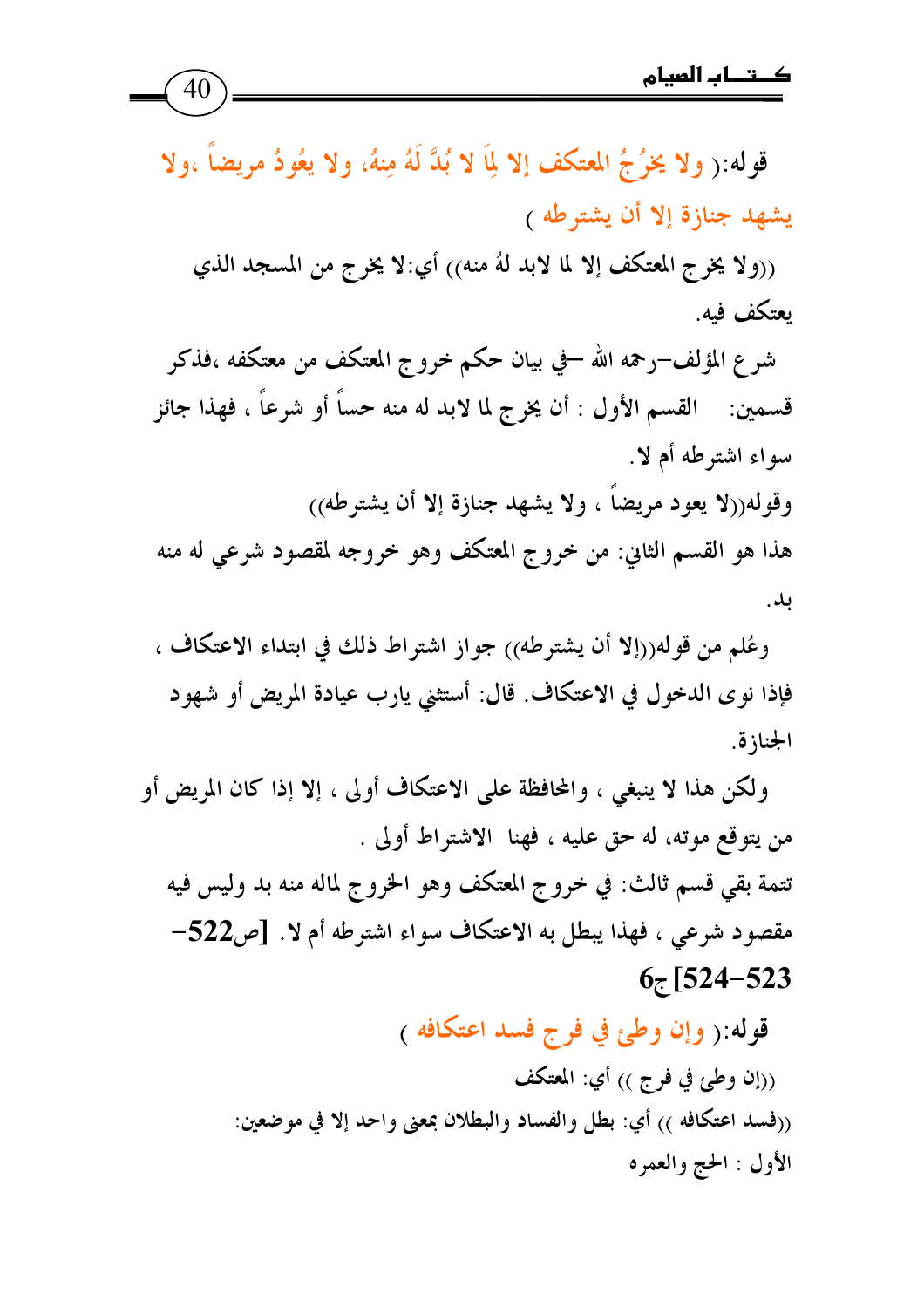قوله:( ولا يخرُجُ المعتكف إلا لِمَا لا بُدَّ لَهُ مِنهُ، ولا يعُودُ مريضاً ،ولا يشهد جنازة إلا أن يشترطه )

((ولا يخرج المعتكف إلا لما لابد لهُ منه)) أي:لا يخرج من المسجد الذي يعتكف فيه.

شرع المؤلف–رحمه الله –في بيان حكم خروج المعتكف من معتكفه ،فذكر قسمين: القسم الأول : أن يخرج لما لابد له منه حساً أو شرعاً ، فهذا جائز سواء اشترطه أم لا.

وقوله((لا يعود مريضاً ، ولا يشهد جنازة إلا أن يشترطه))

هذا هو القسم الثاني: من خروج المعتكف وهو خروجه لمقصود شرعي له منه بد.

وعُلم من قوله((إلا أن يشترطه)) جواز اشتراط ذلك في ابتداء الاعتكاف ، فإذا نوى الدخول في الاعتكاف. قال: أستثني يارب عيادة المريض أو شهود الجنازة.

ولكن هذا لا ينبغي ، والمحافظة على الاعتكاف أولى ، إلا إذا كان المريض أو من يتوقع موته، له حق عليه ، فهنا الاشتراط أولى .

تتمة بقي قسم ثالث: في خروج المعتكف وهو الخروج لماله منه بد وليس فيه مقصود شرعي ، فهذا يبطل به الاعتكاف سواء اشترطه أم لا. **[ص522-523-524]ج6**

قوله:( وإن وطئ في فرج فسد اعتكافه )

((إن وطئ في فرج )) أي: المعتكف

((فسد اعتكافه )) أي: بطل والفساد والبطلان بمعنى واحد إلا في موضعين:

الأول : الحج والعمره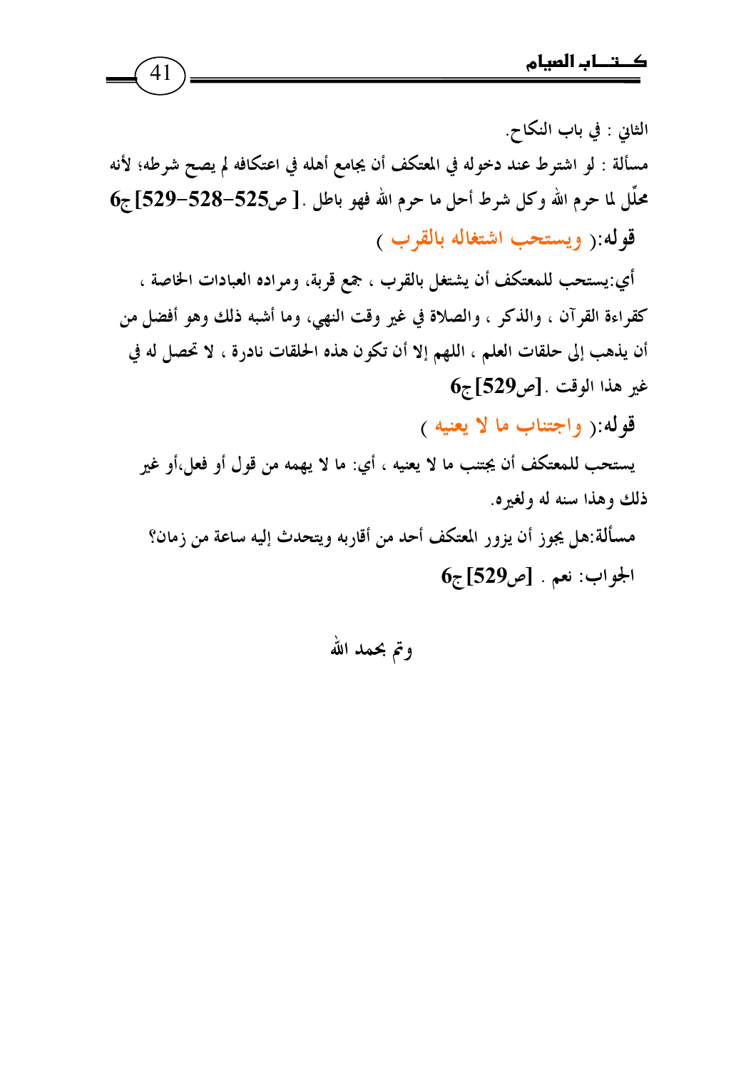الثاني : في باب النكاح.

مسألة : لو اشترط عند دخوله في المعتكف أن يجامع أهله في اعتكافه لم يصح شرطه؛ لأنه محلّل لما حرم الله وكل شرط أحل ما حرم الله فهو باطل . [ ص525-528-529] ج6

**قوله:( ويستحب اشتغاله بالقرب )**

أي:يستحب للمعتكف أن يشتغل بالقرب ، جمع قربة، ومراده العبادات الخاصة ، كقراءة القرآن ، والذكر ، والصلاة في غير وقت النهي، وما أشبه ذلك وهو أفضل من أن يذهب إلى حلقات العلم ، اللهم إلا أن تكون هذه الحلقات نادرة ، لا تحصل له في غير هذا الوقت .[ص529] ج6

**قوله:( واجتناب ما لا يعنيه )**

يستحب للمعتكف أن يجتنب ما لا يعنيه ، أي: ما لا يهمه من قول أو فعل،أو غير ذلك وهذا سنه له ولغيره.

مسألة:هل يجوز أن يزور المعتكف أحد من أقاربه ويتحدث إليه ساعة من زمان؟

الجواب: نعم . [ص529] ج6

وتم بحمد الله